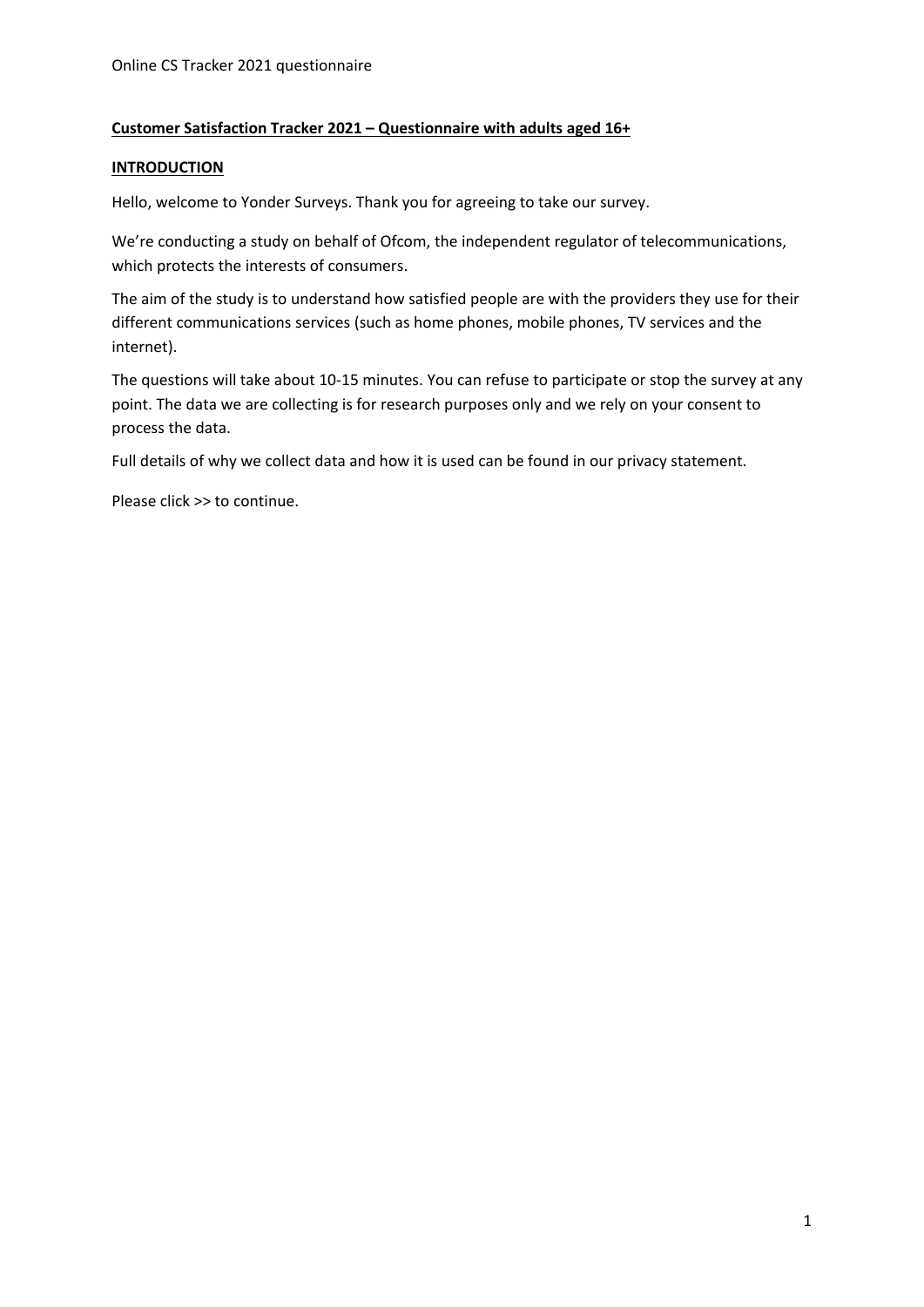**Customer Satisfaction Tracker 2021 – Questionnaire with adults aged 16+**

**INTRODUCTION**

Hello, welcome to Yonder Surveys. Thank you for agreeing to take our survey.

We're conducting a study on behalf of Ofcom, the independent regulator of telecommunications, which protects the interests of consumers.

The aim of the study is to understand how satisfied people are with the providers they use for their different communications services (such as home phones, mobile phones, TV services and the internet).

The questions will take about 10-15 minutes. You can refuse to participate or stop the survey at any point. The data we are collecting is for research purposes only and we rely on your consent to process the data.

Full details of why we collect data and how it is used can be found in our privacy statement.

Please click >> to continue.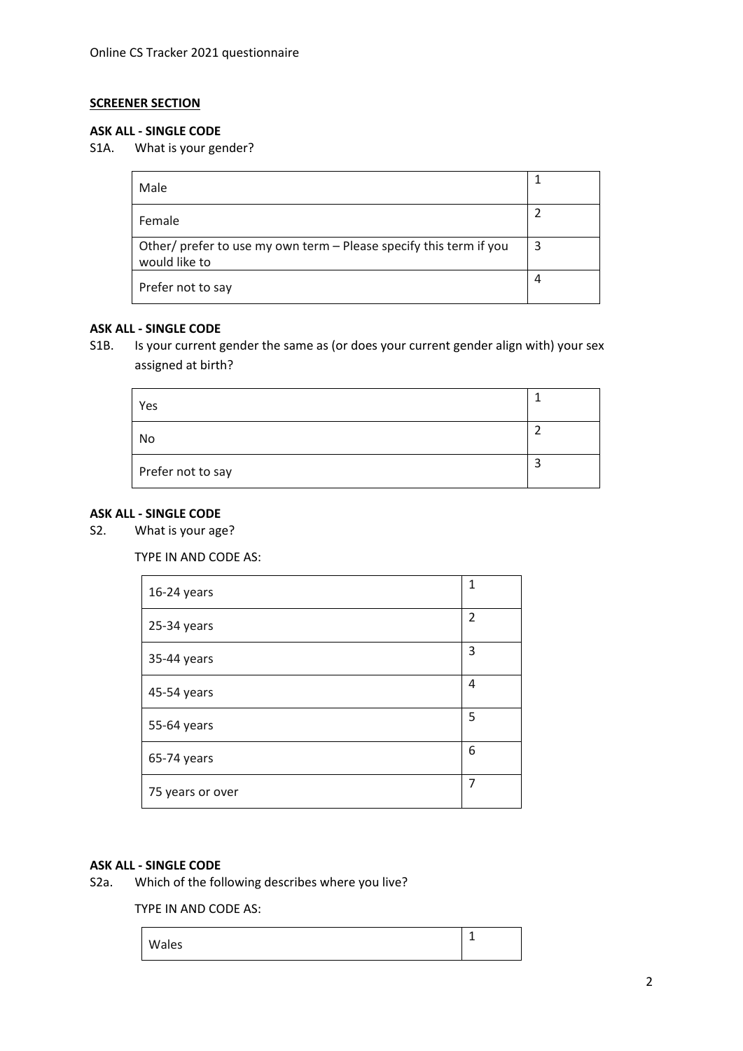**SCREENER SECTION**

**ASK ALL - SINGLE CODE**

S1A. What is your gender?

| | |
|---|---|
| Male | 1 |
| Female | 2 |
| Other/ prefer to use my own term – Please specify this term if you would like to | 3 |
| Prefer not to say | 4 |

**ASK ALL - SINGLE CODE**

S1B. Is your current gender the same as (or does your current gender align with) your sex assigned at birth?

| | |
|---|---|
| Yes | 1 |
| No | 2 |
| Prefer not to say | 3 |

**ASK ALL - SINGLE CODE**

S2. What is your age?

TYPE IN AND CODE AS:

| | |
|---|---|
| 16-24 years | 1 |
| 25-34 years | 2 |
| 35-44 years | 3 |
| 45-54 years | 4 |
| 55-64 years | 5 |
| 65-74 years | 6 |
| 75 years or over | 7 |

**ASK ALL - SINGLE CODE**

S2a. Which of the following describes where you live?

TYPE IN AND CODE AS:

| | |
|---|---|
| Wales | 1 |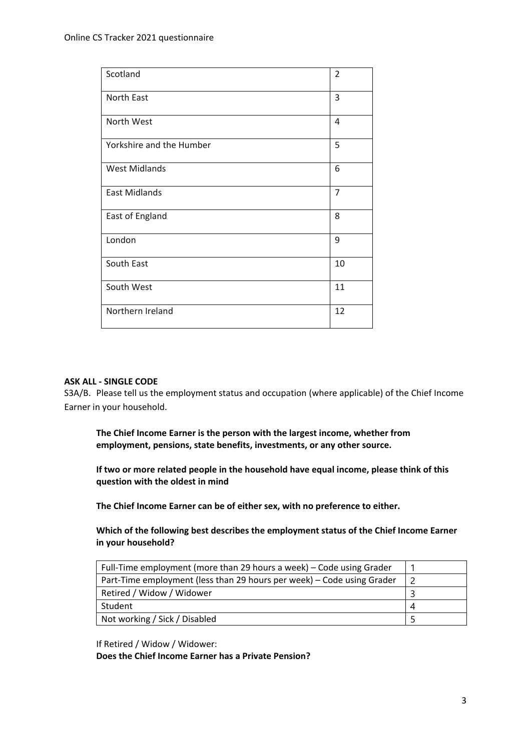| Scotland | 2 |
|---|---|
| North East | 3 |
| North West | 4 |
| Yorkshire and the Humber | 5 |
| West Midlands | 6 |
| East Midlands | 7 |
| East of England | 8 |
| London | 9 |
| South East | 10 |
| South West | 11 |
| Northern Ireland | 12 |

**ASK ALL - SINGLE CODE**

S3A/B. Please tell us the employment status and occupation (where applicable) of the Chief Income Earner in your household.

**The Chief Income Earner is the person with the largest income, whether from employment, pensions, state benefits, investments, or any other source.**

**If two or more related people in the household have equal income, please think of this question with the oldest in mind**

**The Chief Income Earner can be of either sex, with no preference to either.**

**Which of the following best describes the employment status of the Chief Income Earner in your household?**

| Full-Time employment (more than 29 hours a week) – Code using Grader | 1 |
|---|---|
| Part-Time employment (less than 29 hours per week) – Code using Grader | 2 |
| Retired / Widow / Widower | 3 |
| Student | 4 |
| Not working / Sick / Disabled | 5 |

If Retired / Widow / Widower:

**Does the Chief Income Earner has a Private Pension?**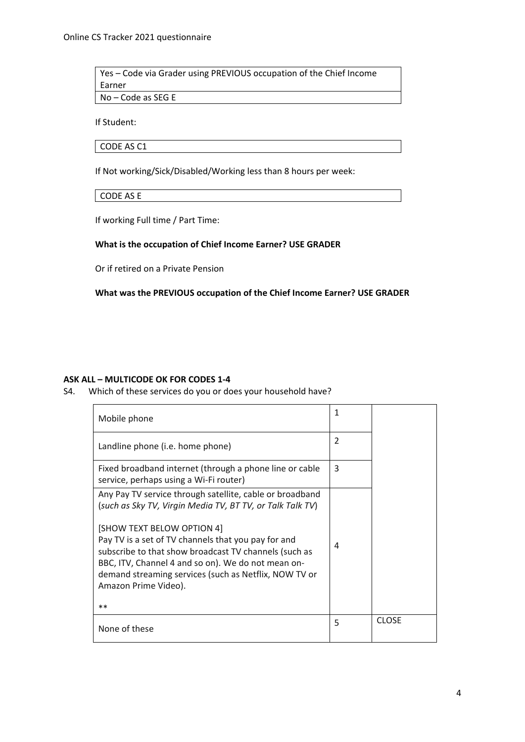| Yes – Code via Grader using PREVIOUS occupation of the Chief Income Earner |
| --- |
| No – Code as SEG E |

If Student:

| CODE AS C1 |
| --- |

If Not working/Sick/Disabled/Working less than 8 hours per week:

| CODE AS E |
| --- |

If working Full time / Part Time:

**What is the occupation of Chief Income Earner? USE GRADER**

Or if retired on a Private Pension

**What was the PREVIOUS occupation of the Chief Income Earner? USE GRADER**

**ASK ALL – MULTICODE OK FOR CODES 1-4**

S4. Which of these services do you or does your household have?

| | | |
| --- | --- | --- |
| Mobile phone | 1 | |
| Landline phone (i.e. home phone) | 2 | |
| Fixed broadband internet (through a phone line or cable service, perhaps using a Wi-Fi router) | 3 | |
| Any Pay TV service through satellite, cable or broadband (*such as Sky TV, Virgin Media TV, BT TV, or Talk Talk TV*)<br><br>[SHOW TEXT BELOW OPTION 4]<br>Pay TV is a set of TV channels that you pay for and subscribe to that show broadcast TV channels (such as BBC, ITV, Channel 4 and so on). We do not mean on-demand streaming services (such as Netflix, NOW TV or Amazon Prime Video).<br><br>** | 4 | |
| None of these | 5 | CLOSE |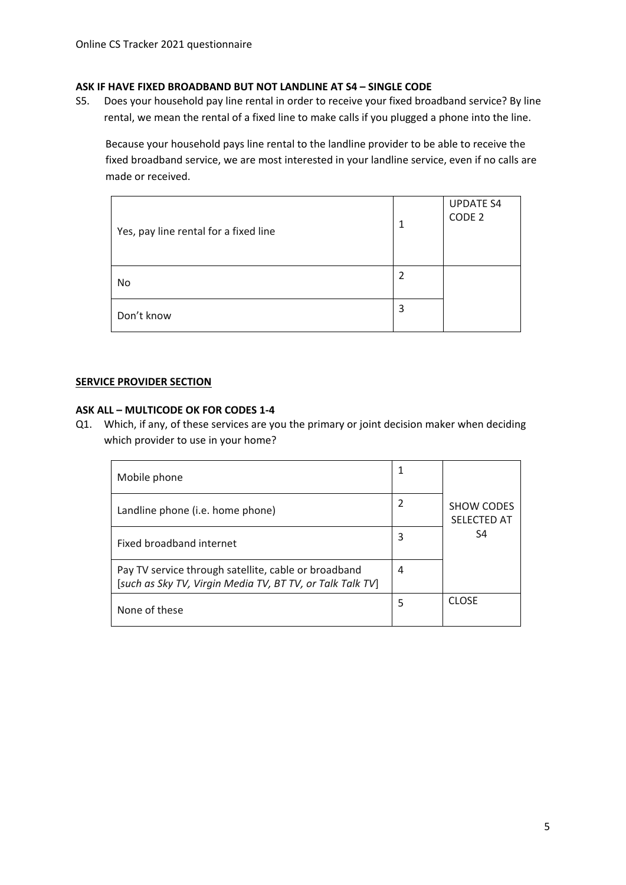**ASK IF HAVE FIXED BROADBAND BUT NOT LANDLINE AT S4 – SINGLE CODE**

S5. Does your household pay line rental in order to receive your fixed broadband service? By line rental, we mean the rental of a fixed line to make calls if you plugged a phone into the line.

Because your household pays line rental to the landline provider to be able to receive the fixed broadband service, we are most interested in your landline service, even if no calls are made or received.

| | | |
|---|---|---|
| Yes, pay line rental for a fixed line | 1 | UPDATE S4 CODE 2 |
| No | 2 | |
| Don't know | 3 | |

**SERVICE PROVIDER SECTION**

**ASK ALL – MULTICODE OK FOR CODES 1-4**

Q1. Which, if any, of these services are you the primary or joint decision maker when deciding which provider to use in your home?

| | | |
|---|---|---|
| Mobile phone | 1 | SHOW CODES SELECTED AT S4 |
| Landline phone (i.e. home phone) | 2 | |
| Fixed broadband internet | 3 | |
| Pay TV service through satellite, cable or broadband [*such as Sky TV, Virgin Media TV, BT TV, or Talk Talk TV*] | 4 | |
| None of these | 5 | CLOSE |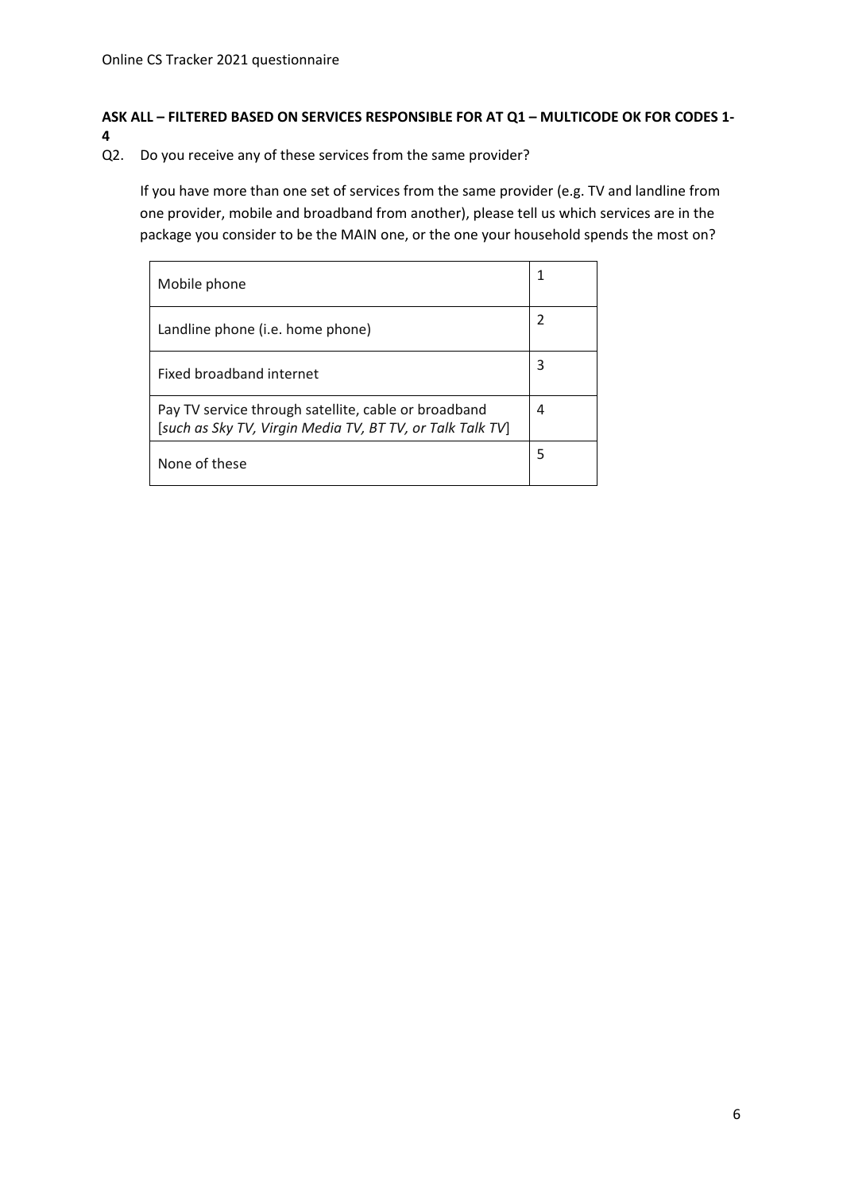**ASK ALL – FILTERED BASED ON SERVICES RESPONSIBLE FOR AT Q1 – MULTICODE OK FOR CODES 1-4**

Q2. Do you receive any of these services from the same provider?

If you have more than one set of services from the same provider (e.g. TV and landline from one provider, mobile and broadband from another), please tell us which services are in the package you consider to be the MAIN one, or the one your household spends the most on?

| | |
|---|---|
| Mobile phone | 1 |
| Landline phone (i.e. home phone) | 2 |
| Fixed broadband internet | 3 |
| Pay TV service through satellite, cable or broadband [*such as Sky TV, Virgin Media TV, BT TV, or Talk Talk TV*] | 4 |
| None of these | 5 |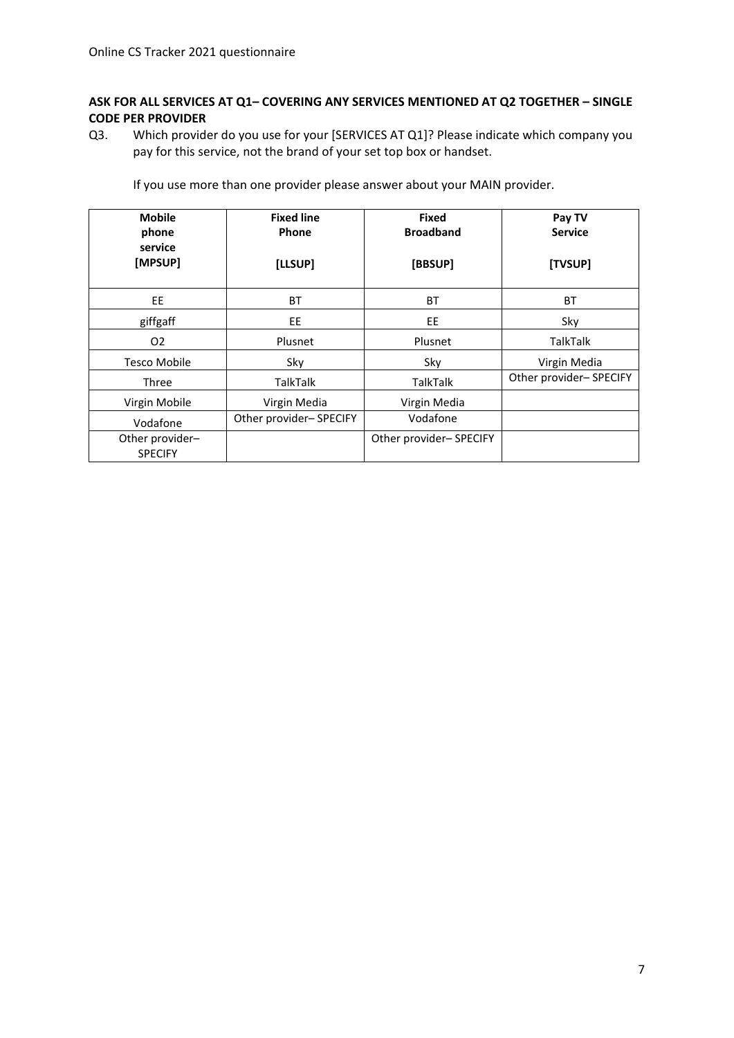**ASK FOR ALL SERVICES AT Q1– COVERING ANY SERVICES MENTIONED AT Q2 TOGETHER – SINGLE CODE PER PROVIDER**

Q3. Which provider do you use for your [SERVICES AT Q1]? Please indicate which company you pay for this service, not the brand of your set top box or handset.

If you use more than one provider please answer about your MAIN provider.

| **Mobile phone service [MPSUP]** | **Fixed line Phone [LLSUP]** | **Fixed Broadband [BBSUP]** | **Pay TV Service [TVSUP]** |
|---|---|---|---|
| EE | BT | BT | BT |
| giffgaff | EE | EE | Sky |
| O2 | Plusnet | Plusnet | TalkTalk |
| Tesco Mobile | Sky | Sky | Virgin Media |
| Three | TalkTalk | TalkTalk | Other provider– SPECIFY |
| Virgin Mobile | Virgin Media | Virgin Media | |
| Vodafone | Other provider– SPECIFY | Vodafone | |
| Other provider– SPECIFY | | Other provider– SPECIFY | |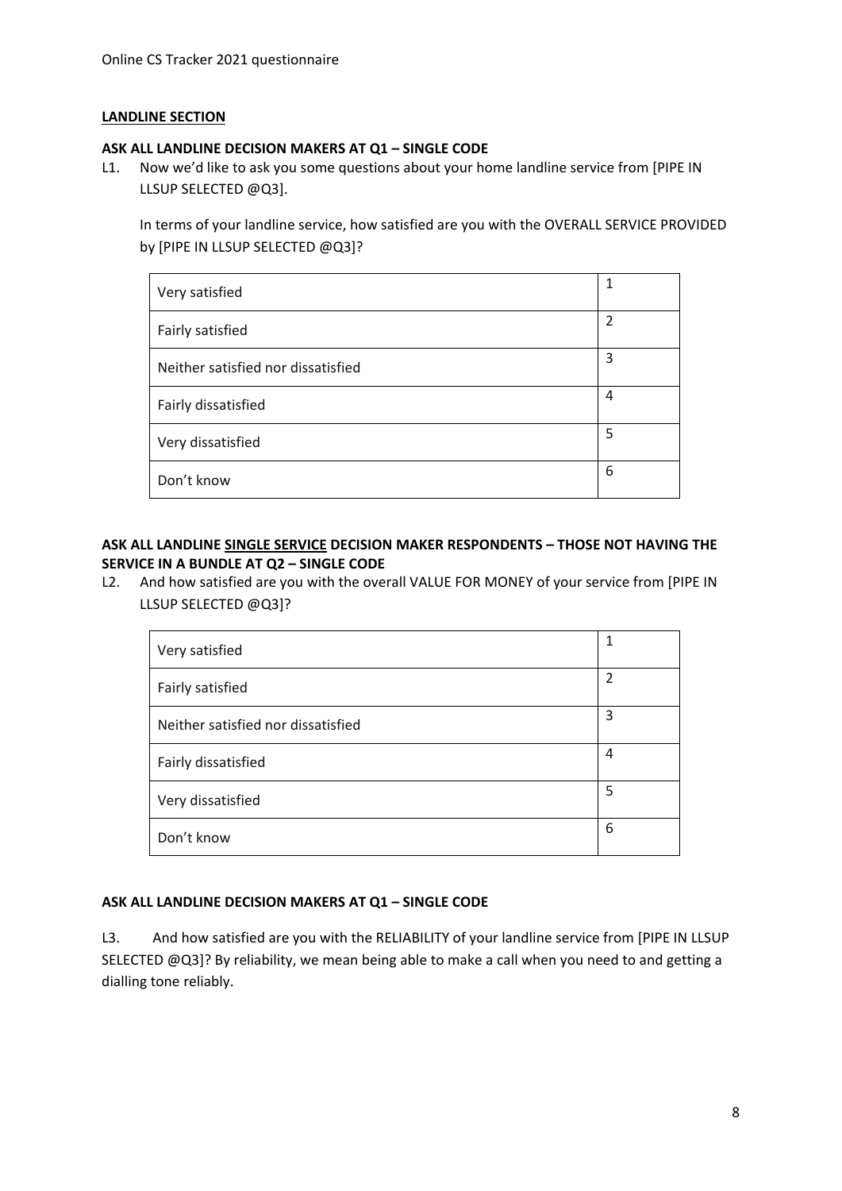**LANDLINE SECTION**

**ASK ALL LANDLINE DECISION MAKERS AT Q1 – SINGLE CODE**

L1. Now we'd like to ask you some questions about your home landline service from [PIPE IN LLSUP SELECTED @Q3].

In terms of your landline service, how satisfied are you with the OVERALL SERVICE PROVIDED by [PIPE IN LLSUP SELECTED @Q3]?

| | |
|---|---|
| Very satisfied | 1 |
| Fairly satisfied | 2 |
| Neither satisfied nor dissatisfied | 3 |
| Fairly dissatisfied | 4 |
| Very dissatisfied | 5 |
| Don't know | 6 |

**ASK ALL LANDLINE SINGLE SERVICE DECISION MAKER RESPONDENTS – THOSE NOT HAVING THE SERVICE IN A BUNDLE AT Q2 – SINGLE CODE**

L2. And how satisfied are you with the overall VALUE FOR MONEY of your service from [PIPE IN LLSUP SELECTED @Q3]?

| | |
|---|---|
| Very satisfied | 1 |
| Fairly satisfied | 2 |
| Neither satisfied nor dissatisfied | 3 |
| Fairly dissatisfied | 4 |
| Very dissatisfied | 5 |
| Don't know | 6 |

**ASK ALL LANDLINE DECISION MAKERS AT Q1 – SINGLE CODE**

L3. And how satisfied are you with the RELIABILITY of your landline service from [PIPE IN LLSUP SELECTED @Q3]? By reliability, we mean being able to make a call when you need to and getting a dialling tone reliably.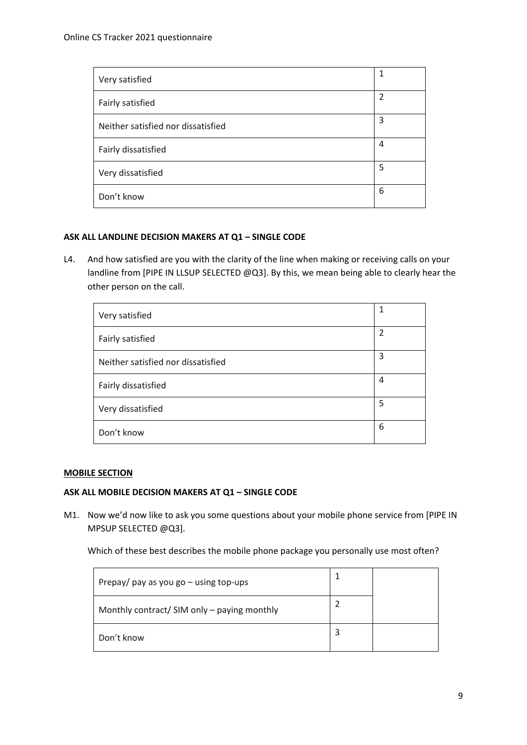| Very satisfied | 1 |
|---|---|
| Fairly satisfied | 2 |
| Neither satisfied nor dissatisfied | 3 |
| Fairly dissatisfied | 4 |
| Very dissatisfied | 5 |
| Don't know | 6 |

**ASK ALL LANDLINE DECISION MAKERS AT Q1 – SINGLE CODE**

L4. And how satisfied are you with the clarity of the line when making or receiving calls on your landline from [PIPE IN LLSUP SELECTED @Q3]. By this, we mean being able to clearly hear the other person on the call.

| Very satisfied | 1 |
|---|---|
| Fairly satisfied | 2 |
| Neither satisfied nor dissatisfied | 3 |
| Fairly dissatisfied | 4 |
| Very dissatisfied | 5 |
| Don't know | 6 |

**MOBILE SECTION**

**ASK ALL MOBILE DECISION MAKERS AT Q1 – SINGLE CODE**

M1. Now we'd now like to ask you some questions about your mobile phone service from [PIPE IN MPSUP SELECTED @Q3].

Which of these best describes the mobile phone package you personally use most often?

| Prepay/ pay as you go – using top-ups | 1 | |
|---|---|---|
| Monthly contract/ SIM only – paying monthly | 2 | |
| Don't know | 3 | |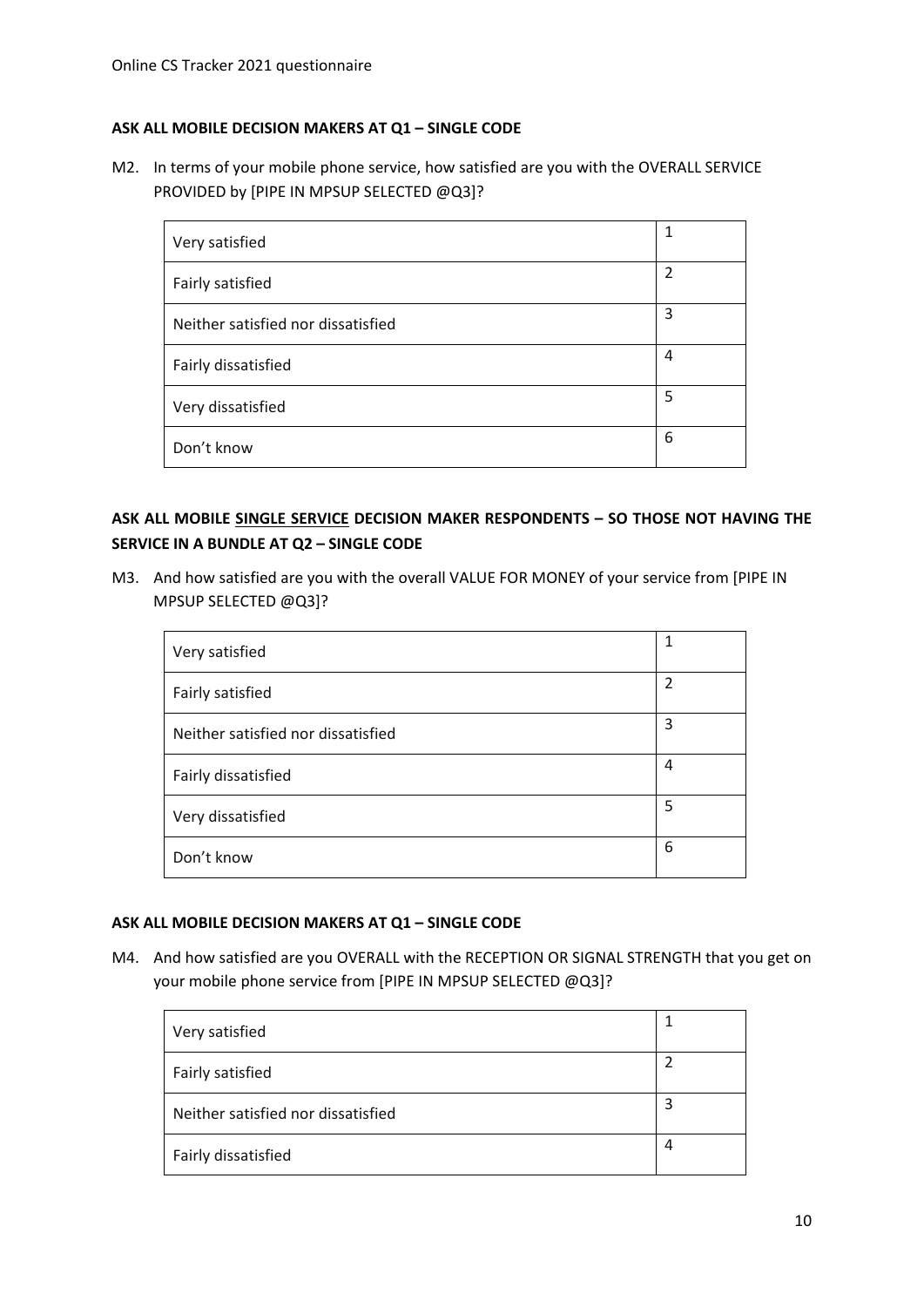**ASK ALL MOBILE DECISION MAKERS AT Q1 – SINGLE CODE**

M2. In terms of your mobile phone service, how satisfied are you with the OVERALL SERVICE PROVIDED by [PIPE IN MPSUP SELECTED @Q3]?

| | |
|---|---|
| Very satisfied | 1 |
| Fairly satisfied | 2 |
| Neither satisfied nor dissatisfied | 3 |
| Fairly dissatisfied | 4 |
| Very dissatisfied | 5 |
| Don't know | 6 |

**ASK ALL MOBILE <u>SINGLE SERVICE</u> DECISION MAKER RESPONDENTS – SO THOSE NOT HAVING THE SERVICE IN A BUNDLE AT Q2 – SINGLE CODE**

M3. And how satisfied are you with the overall VALUE FOR MONEY of your service from [PIPE IN MPSUP SELECTED @Q3]?

| | |
|---|---|
| Very satisfied | 1 |
| Fairly satisfied | 2 |
| Neither satisfied nor dissatisfied | 3 |
| Fairly dissatisfied | 4 |
| Very dissatisfied | 5 |
| Don't know | 6 |

**ASK ALL MOBILE DECISION MAKERS AT Q1 – SINGLE CODE**

M4. And how satisfied are you OVERALL with the RECEPTION OR SIGNAL STRENGTH that you get on your mobile phone service from [PIPE IN MPSUP SELECTED @Q3]?

| | |
|---|---|
| Very satisfied | 1 |
| Fairly satisfied | 2 |
| Neither satisfied nor dissatisfied | 3 |
| Fairly dissatisfied | 4 |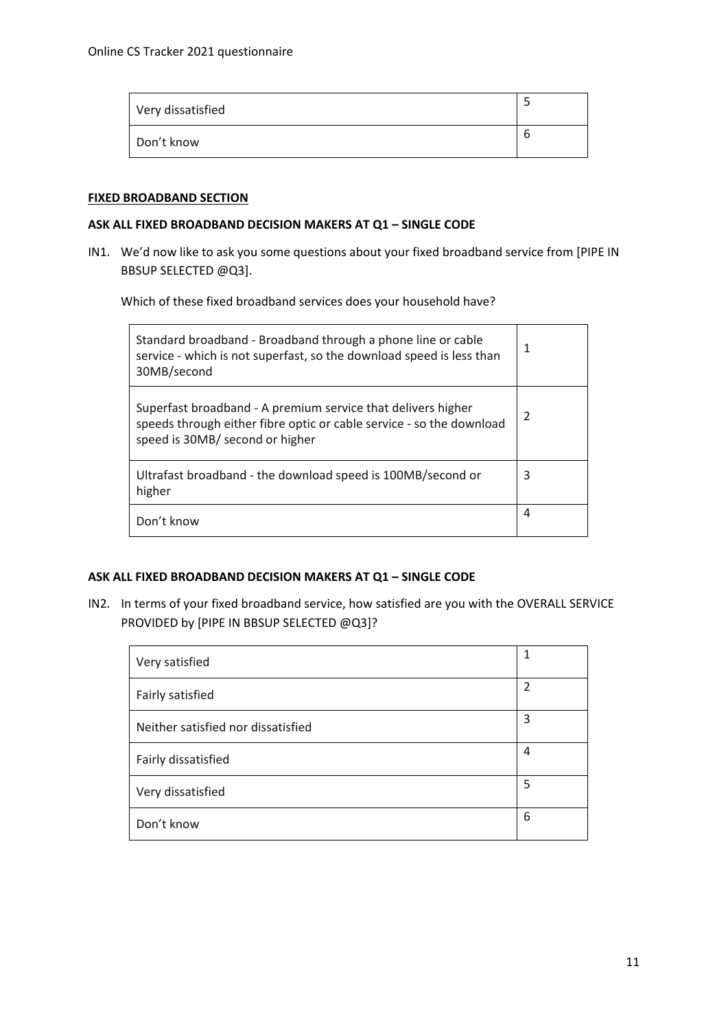| Very dissatisfied | 5 |
|---|---|
| Don't know | 6 |

**FIXED BROADBAND SECTION**

**ASK ALL FIXED BROADBAND DECISION MAKERS AT Q1 – SINGLE CODE**

IN1. We'd now like to ask you some questions about your fixed broadband service from [PIPE IN BBSUP SELECTED @Q3].

Which of these fixed broadband services does your household have?

| Standard broadband - Broadband through a phone line or cable service - which is not superfast, so the download speed is less than 30MB/second | 1 |
|---|---|
| Superfast broadband - A premium service that delivers higher speeds through either fibre optic or cable service - so the download speed is 30MB/ second or higher | 2 |
| Ultrafast broadband - the download speed is 100MB/second or higher | 3 |
| Don't know | 4 |

**ASK ALL FIXED BROADBAND DECISION MAKERS AT Q1 – SINGLE CODE**

IN2. In terms of your fixed broadband service, how satisfied are you with the OVERALL SERVICE PROVIDED by [PIPE IN BBSUP SELECTED @Q3]?

| Very satisfied | 1 |
|---|---|
| Fairly satisfied | 2 |
| Neither satisfied nor dissatisfied | 3 |
| Fairly dissatisfied | 4 |
| Very dissatisfied | 5 |
| Don't know | 6 |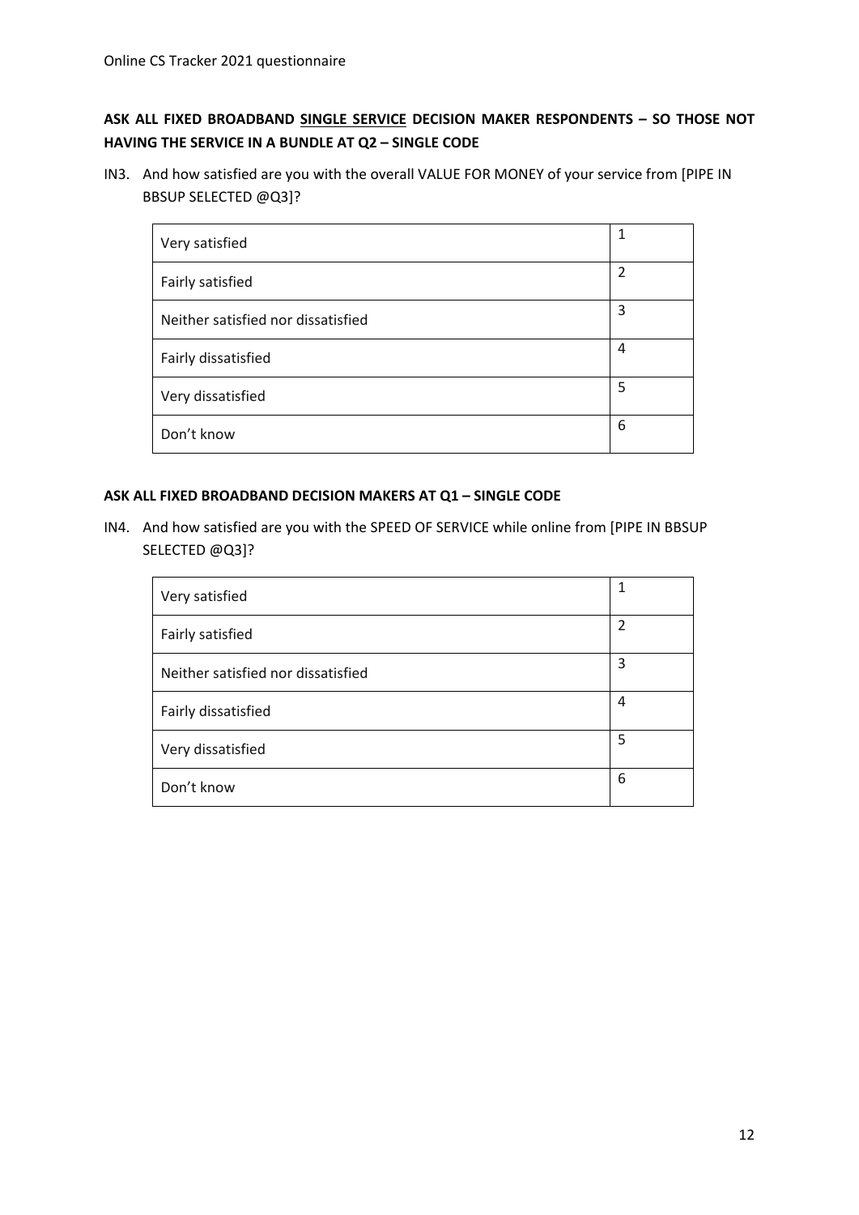**ASK ALL FIXED BROADBAND <u>SINGLE SERVICE</u> DECISION MAKER RESPONDENTS – SO THOSE NOT HAVING THE SERVICE IN A BUNDLE AT Q2 – SINGLE CODE**

IN3. And how satisfied are you with the overall VALUE FOR MONEY of your service from [PIPE IN BBSUP SELECTED @Q3]?

| | |
|---|---|
| Very satisfied | 1 |
| Fairly satisfied | 2 |
| Neither satisfied nor dissatisfied | 3 |
| Fairly dissatisfied | 4 |
| Very dissatisfied | 5 |
| Don't know | 6 |

**ASK ALL FIXED BROADBAND DECISION MAKERS AT Q1 – SINGLE CODE**

IN4. And how satisfied are you with the SPEED OF SERVICE while online from [PIPE IN BBSUP SELECTED @Q3]?

| | |
|---|---|
| Very satisfied | 1 |
| Fairly satisfied | 2 |
| Neither satisfied nor dissatisfied | 3 |
| Fairly dissatisfied | 4 |
| Very dissatisfied | 5 |
| Don't know | 6 |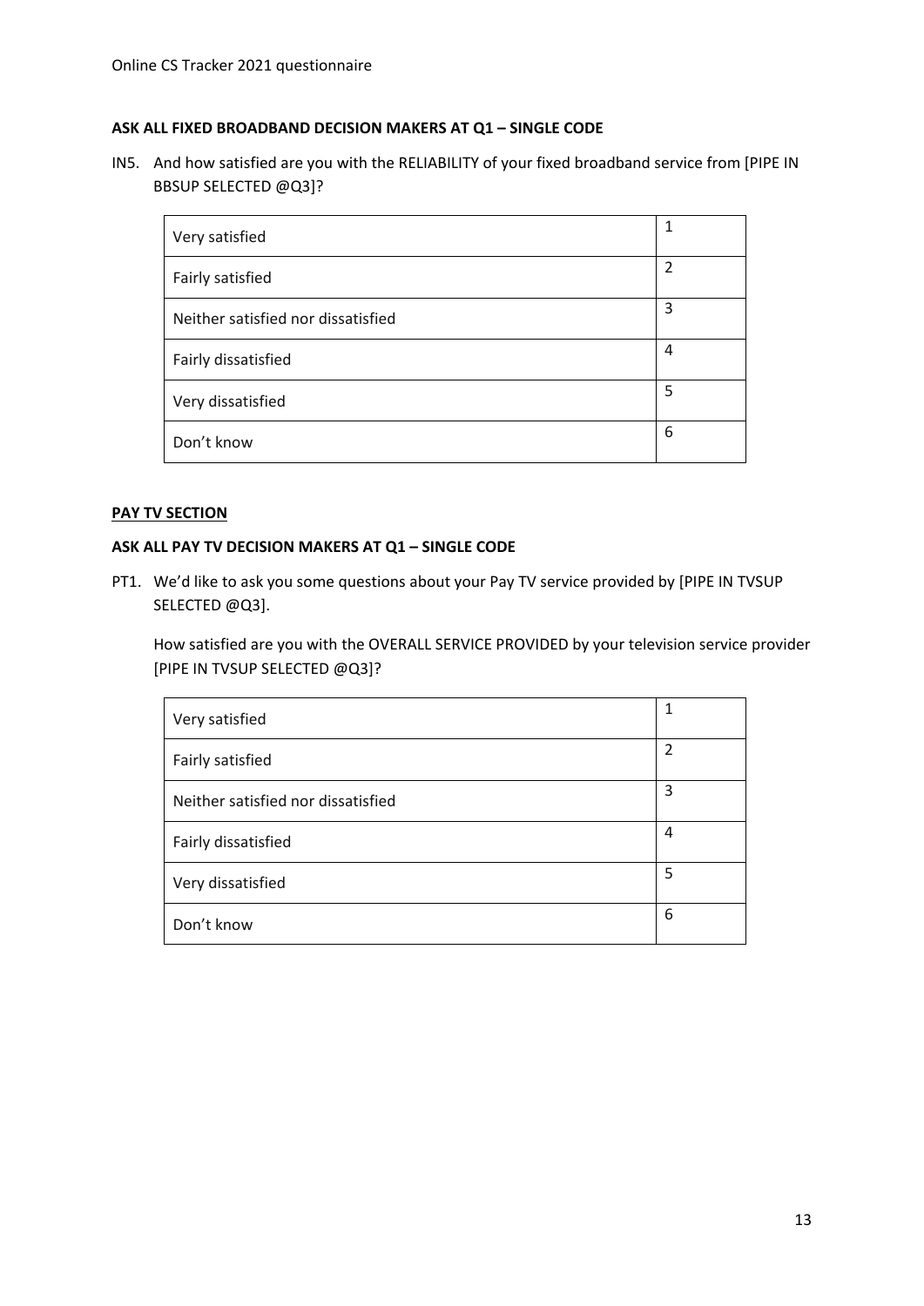**ASK ALL FIXED BROADBAND DECISION MAKERS AT Q1 – SINGLE CODE**

IN5. And how satisfied are you with the RELIABILITY of your fixed broadband service from [PIPE IN BBSUP SELECTED @Q3]?

| | |
|---|---|
| Very satisfied | 1 |
| Fairly satisfied | 2 |
| Neither satisfied nor dissatisfied | 3 |
| Fairly dissatisfied | 4 |
| Very dissatisfied | 5 |
| Don't know | 6 |

**PAY TV SECTION**

**ASK ALL PAY TV DECISION MAKERS AT Q1 – SINGLE CODE**

PT1. We'd like to ask you some questions about your Pay TV service provided by [PIPE IN TVSUP SELECTED @Q3].

How satisfied are you with the OVERALL SERVICE PROVIDED by your television service provider [PIPE IN TVSUP SELECTED @Q3]?

| | |
|---|---|
| Very satisfied | 1 |
| Fairly satisfied | 2 |
| Neither satisfied nor dissatisfied | 3 |
| Fairly dissatisfied | 4 |
| Very dissatisfied | 5 |
| Don't know | 6 |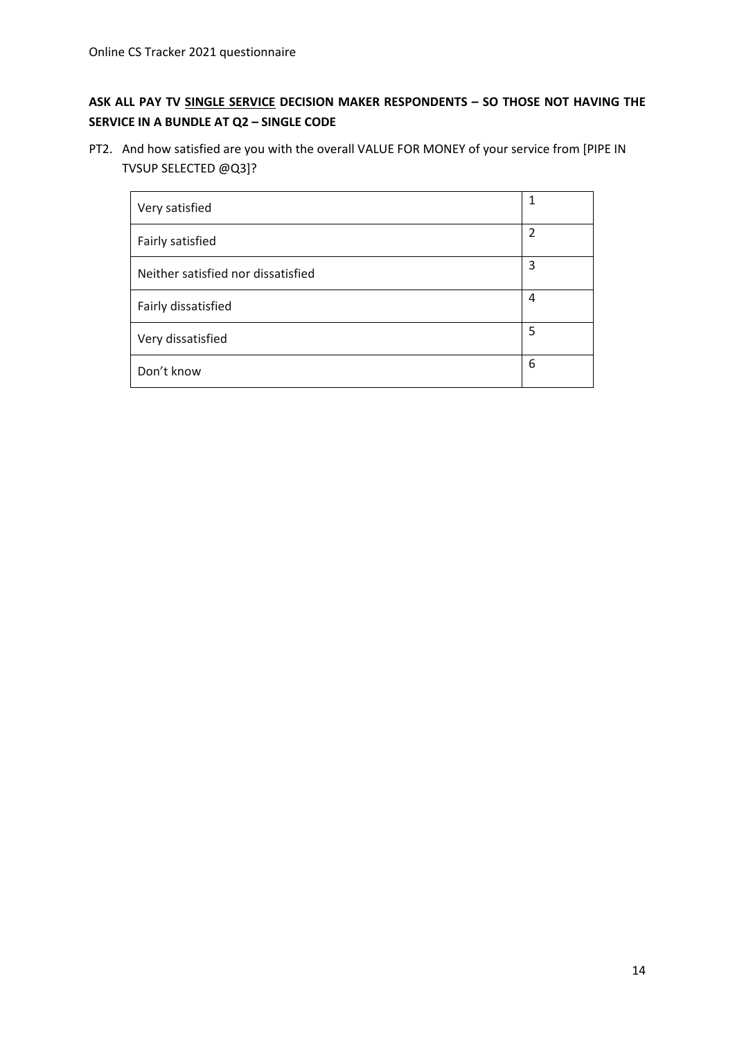**ASK ALL PAY TV <u>SINGLE SERVICE</u> DECISION MAKER RESPONDENTS – SO THOSE NOT HAVING THE SERVICE IN A BUNDLE AT Q2 – SINGLE CODE**

PT2. And how satisfied are you with the overall VALUE FOR MONEY of your service from [PIPE IN TVSUP SELECTED @Q3]?

| | |
|---|---|
| Very satisfied | 1 |
| Fairly satisfied | 2 |
| Neither satisfied nor dissatisfied | 3 |
| Fairly dissatisfied | 4 |
| Very dissatisfied | 5 |
| Don't know | 6 |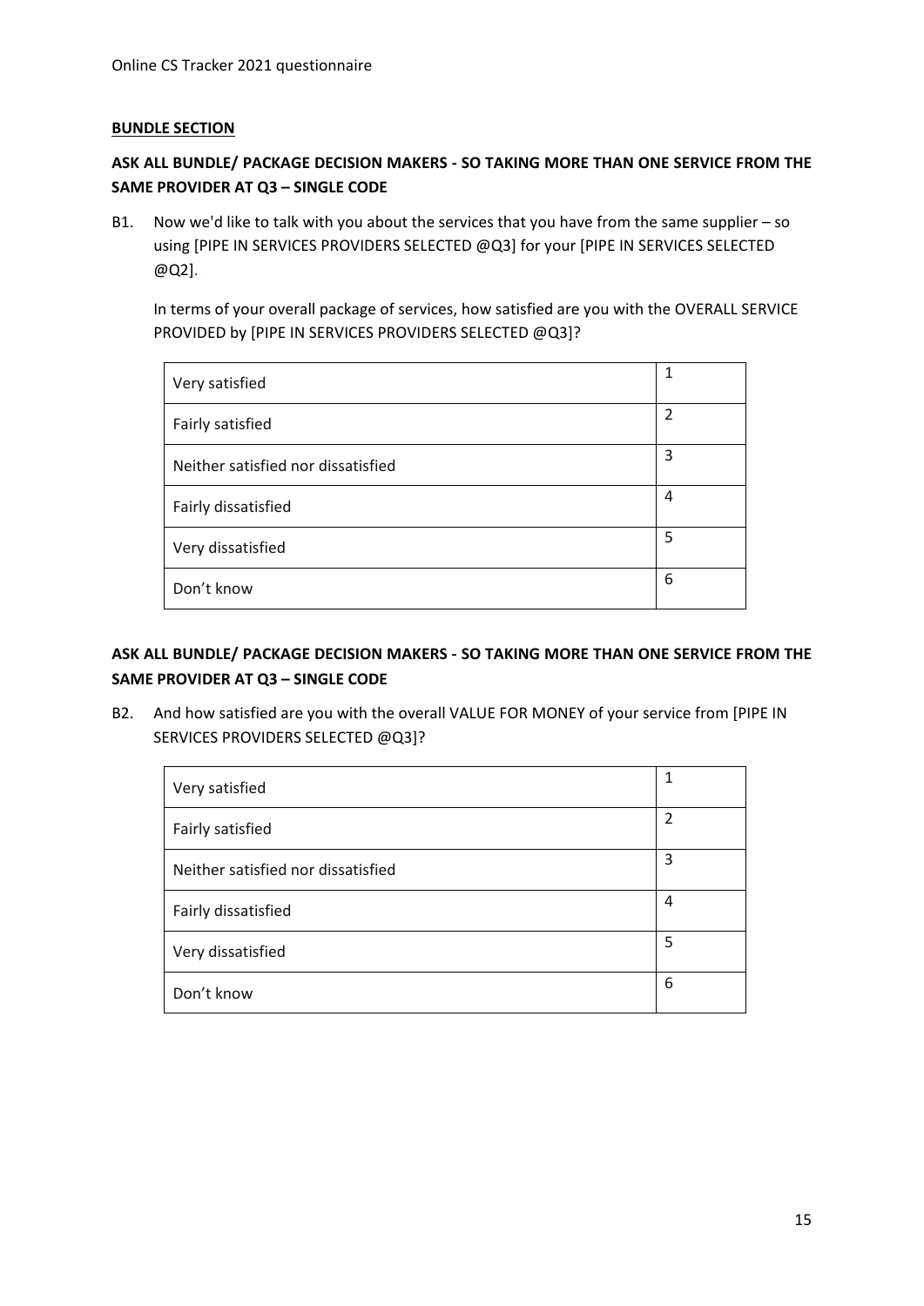**BUNDLE SECTION**

**ASK ALL BUNDLE/ PACKAGE DECISION MAKERS - SO TAKING MORE THAN ONE SERVICE FROM THE SAME PROVIDER AT Q3 – SINGLE CODE**

B1. Now we'd like to talk with you about the services that you have from the same supplier – so using [PIPE IN SERVICES PROVIDERS SELECTED @Q3] for your [PIPE IN SERVICES SELECTED @Q2].

In terms of your overall package of services, how satisfied are you with the OVERALL SERVICE PROVIDED by [PIPE IN SERVICES PROVIDERS SELECTED @Q3]?

| | |
|---|---|
| Very satisfied | 1 |
| Fairly satisfied | 2 |
| Neither satisfied nor dissatisfied | 3 |
| Fairly dissatisfied | 4 |
| Very dissatisfied | 5 |
| Don't know | 6 |

**ASK ALL BUNDLE/ PACKAGE DECISION MAKERS - SO TAKING MORE THAN ONE SERVICE FROM THE SAME PROVIDER AT Q3 – SINGLE CODE**

B2. And how satisfied are you with the overall VALUE FOR MONEY of your service from [PIPE IN SERVICES PROVIDERS SELECTED @Q3]?

| | |
|---|---|
| Very satisfied | 1 |
| Fairly satisfied | 2 |
| Neither satisfied nor dissatisfied | 3 |
| Fairly dissatisfied | 4 |
| Very dissatisfied | 5 |
| Don't know | 6 |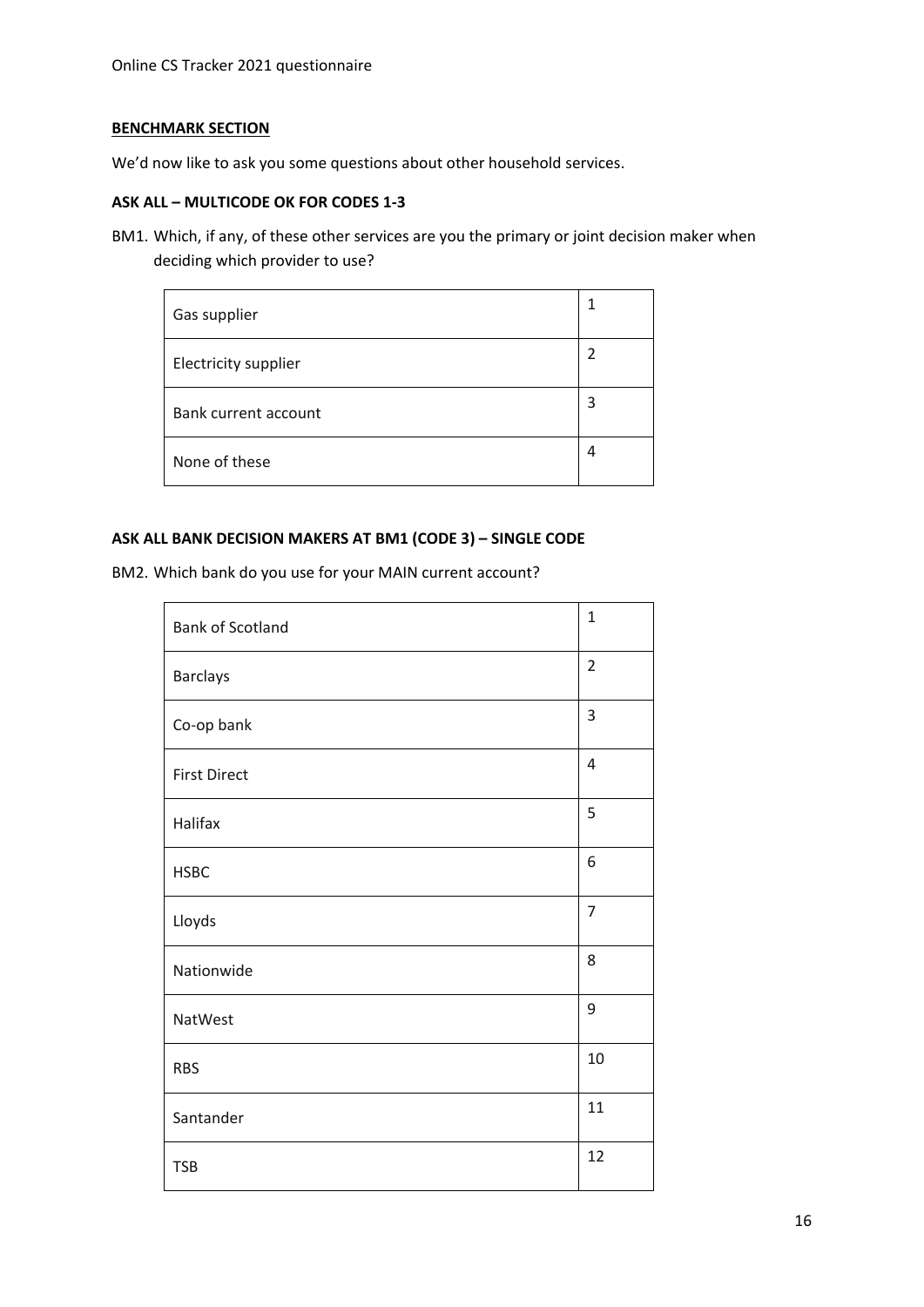**BENCHMARK SECTION**

We'd now like to ask you some questions about other household services.

**ASK ALL – MULTICODE OK FOR CODES 1-3**

BM1. Which, if any, of these other services are you the primary or joint decision maker when deciding which provider to use?

| | |
|---|---|
| Gas supplier | 1 |
| Electricity supplier | 2 |
| Bank current account | 3 |
| None of these | 4 |

**ASK ALL BANK DECISION MAKERS AT BM1 (CODE 3) – SINGLE CODE**

BM2. Which bank do you use for your MAIN current account?

| | |
|---|---|
| Bank of Scotland | 1 |
| Barclays | 2 |
| Co-op bank | 3 |
| First Direct | 4 |
| Halifax | 5 |
| HSBC | 6 |
| Lloyds | 7 |
| Nationwide | 8 |
| NatWest | 9 |
| RBS | 10 |
| Santander | 11 |
| TSB | 12 |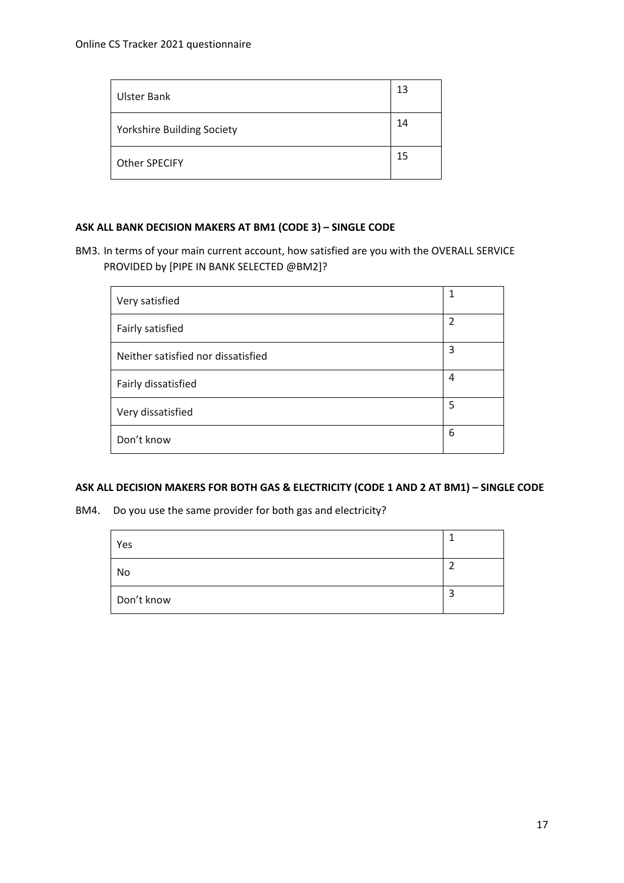| | |
|---|---|
| Ulster Bank | 13 |
| Yorkshire Building Society | 14 |
| Other SPECIFY | 15 |

**ASK ALL BANK DECISION MAKERS AT BM1 (CODE 3) – SINGLE CODE**

BM3. In terms of your main current account, how satisfied are you with the OVERALL SERVICE PROVIDED by [PIPE IN BANK SELECTED @BM2]?

| | |
|---|---|
| Very satisfied | 1 |
| Fairly satisfied | 2 |
| Neither satisfied nor dissatisfied | 3 |
| Fairly dissatisfied | 4 |
| Very dissatisfied | 5 |
| Don't know | 6 |

**ASK ALL DECISION MAKERS FOR BOTH GAS & ELECTRICITY (CODE 1 AND 2 AT BM1) – SINGLE CODE**

BM4. Do you use the same provider for both gas and electricity?

| | |
|---|---|
| Yes | 1 |
| No | 2 |
| Don't know | 3 |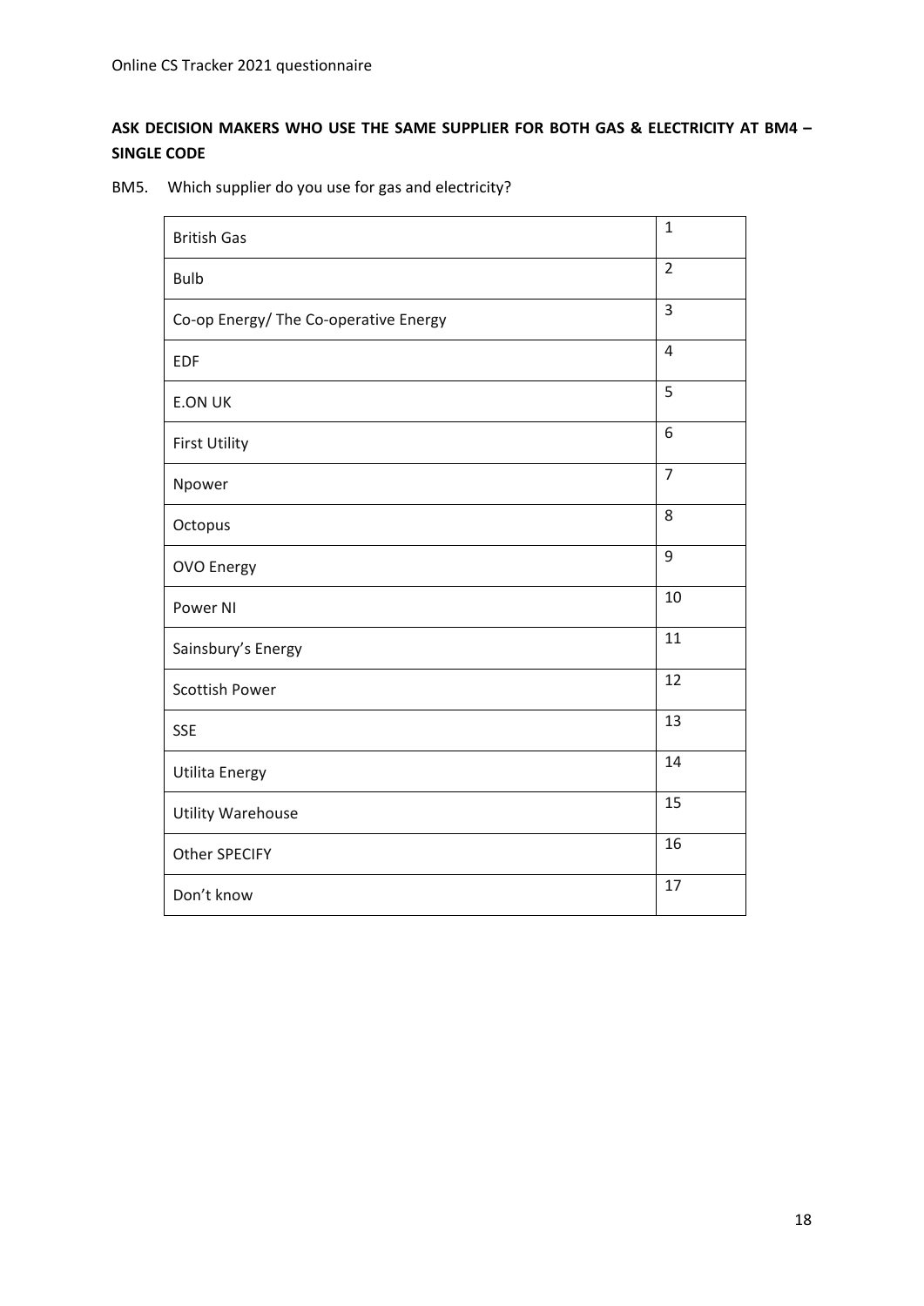**ASK DECISION MAKERS WHO USE THE SAME SUPPLIER FOR BOTH GAS & ELECTRICITY AT BM4 – SINGLE CODE**

BM5. Which supplier do you use for gas and electricity?

| | |
|---|---|
| British Gas | 1 |
| Bulb | 2 |
| Co-op Energy/ The Co-operative Energy | 3 |
| EDF | 4 |
| E.ON UK | 5 |
| First Utility | 6 |
| Npower | 7 |
| Octopus | 8 |
| OVO Energy | 9 |
| Power NI | 10 |
| Sainsbury's Energy | 11 |
| Scottish Power | 12 |
| SSE | 13 |
| Utilita Energy | 14 |
| Utility Warehouse | 15 |
| Other SPECIFY | 16 |
| Don't know | 17 |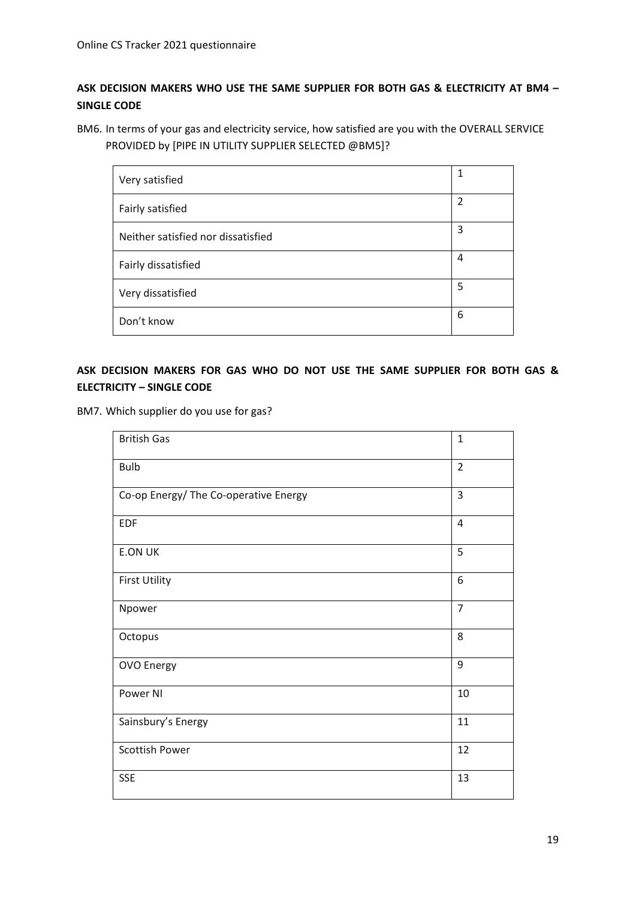**ASK DECISION MAKERS WHO USE THE SAME SUPPLIER FOR BOTH GAS & ELECTRICITY AT BM4 – SINGLE CODE**

BM6. In terms of your gas and electricity service, how satisfied are you with the OVERALL SERVICE PROVIDED by [PIPE IN UTILITY SUPPLIER SELECTED @BM5]?

| | |
|---|---|
| Very satisfied | 1 |
| Fairly satisfied | 2 |
| Neither satisfied nor dissatisfied | 3 |
| Fairly dissatisfied | 4 |
| Very dissatisfied | 5 |
| Don't know | 6 |

**ASK DECISION MAKERS FOR GAS WHO DO NOT USE THE SAME SUPPLIER FOR BOTH GAS & ELECTRICITY – SINGLE CODE**

BM7. Which supplier do you use for gas?

| | |
|---|---|
| British Gas | 1 |
| Bulb | 2 |
| Co-op Energy/ The Co-operative Energy | 3 |
| EDF | 4 |
| E.ON UK | 5 |
| First Utility | 6 |
| Npower | 7 |
| Octopus | 8 |
| OVO Energy | 9 |
| Power NI | 10 |
| Sainsbury's Energy | 11 |
| Scottish Power | 12 |
| SSE | 13 |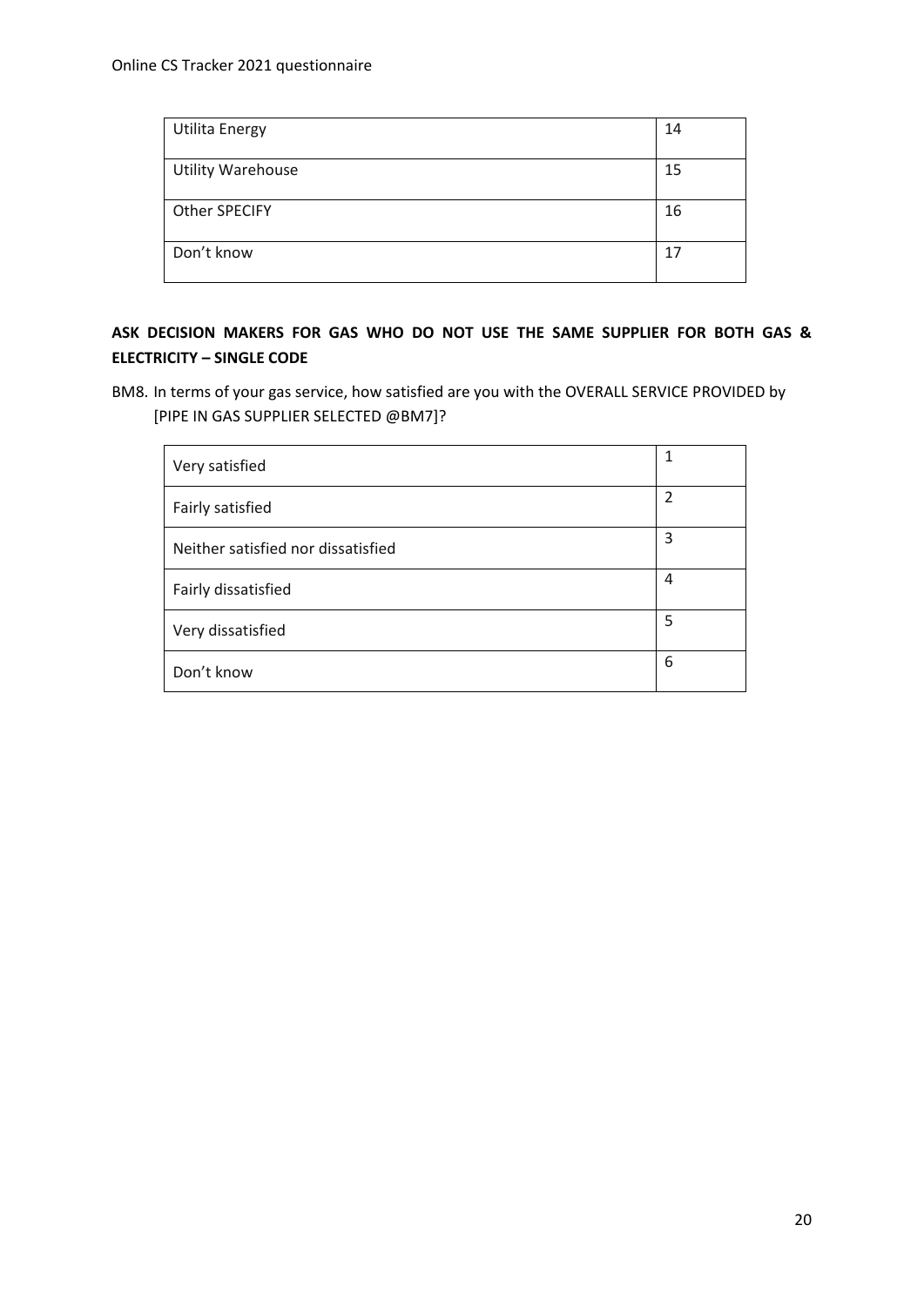| Utilita Energy | 14 |
|---|---|
| Utility Warehouse | 15 |
| Other SPECIFY | 16 |
| Don’t know | 17 |

**ASK DECISION MAKERS FOR GAS WHO DO NOT USE THE SAME SUPPLIER FOR BOTH GAS & ELECTRICITY – SINGLE CODE**

BM8. In terms of your gas service, how satisfied are you with the OVERALL SERVICE PROVIDED by [PIPE IN GAS SUPPLIER SELECTED @BM7]?

| Very satisfied | 1 |
|---|---|
| Fairly satisfied | 2 |
| Neither satisfied nor dissatisfied | 3 |
| Fairly dissatisfied | 4 |
| Very dissatisfied | 5 |
| Don’t know | 6 |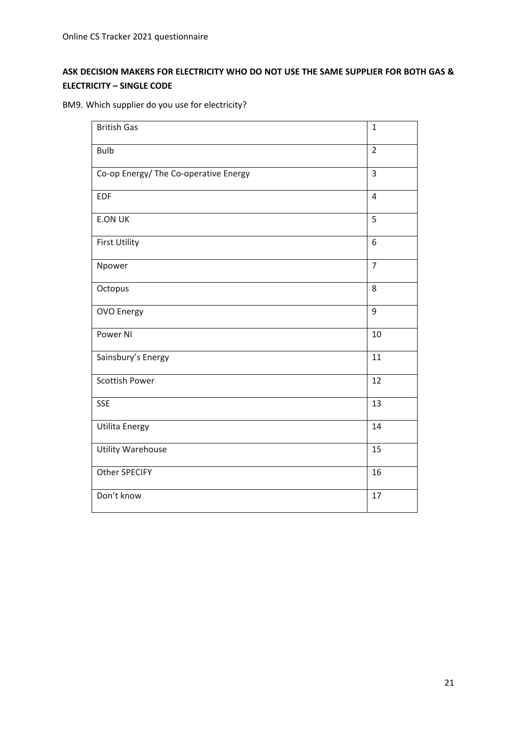**ASK DECISION MAKERS FOR ELECTRICITY WHO DO NOT USE THE SAME SUPPLIER FOR BOTH GAS & ELECTRICITY – SINGLE CODE**

BM9. Which supplier do you use for electricity?

| | |
|---|---|
| British Gas | 1 |
| Bulb | 2 |
| Co-op Energy/ The Co-operative Energy | 3 |
| EDF | 4 |
| E.ON UK | 5 |
| First Utility | 6 |
| Npower | 7 |
| Octopus | 8 |
| OVO Energy | 9 |
| Power NI | 10 |
| Sainsbury's Energy | 11 |
| Scottish Power | 12 |
| SSE | 13 |
| Utilita Energy | 14 |
| Utility Warehouse | 15 |
| Other SPECIFY | 16 |
| Don't know | 17 |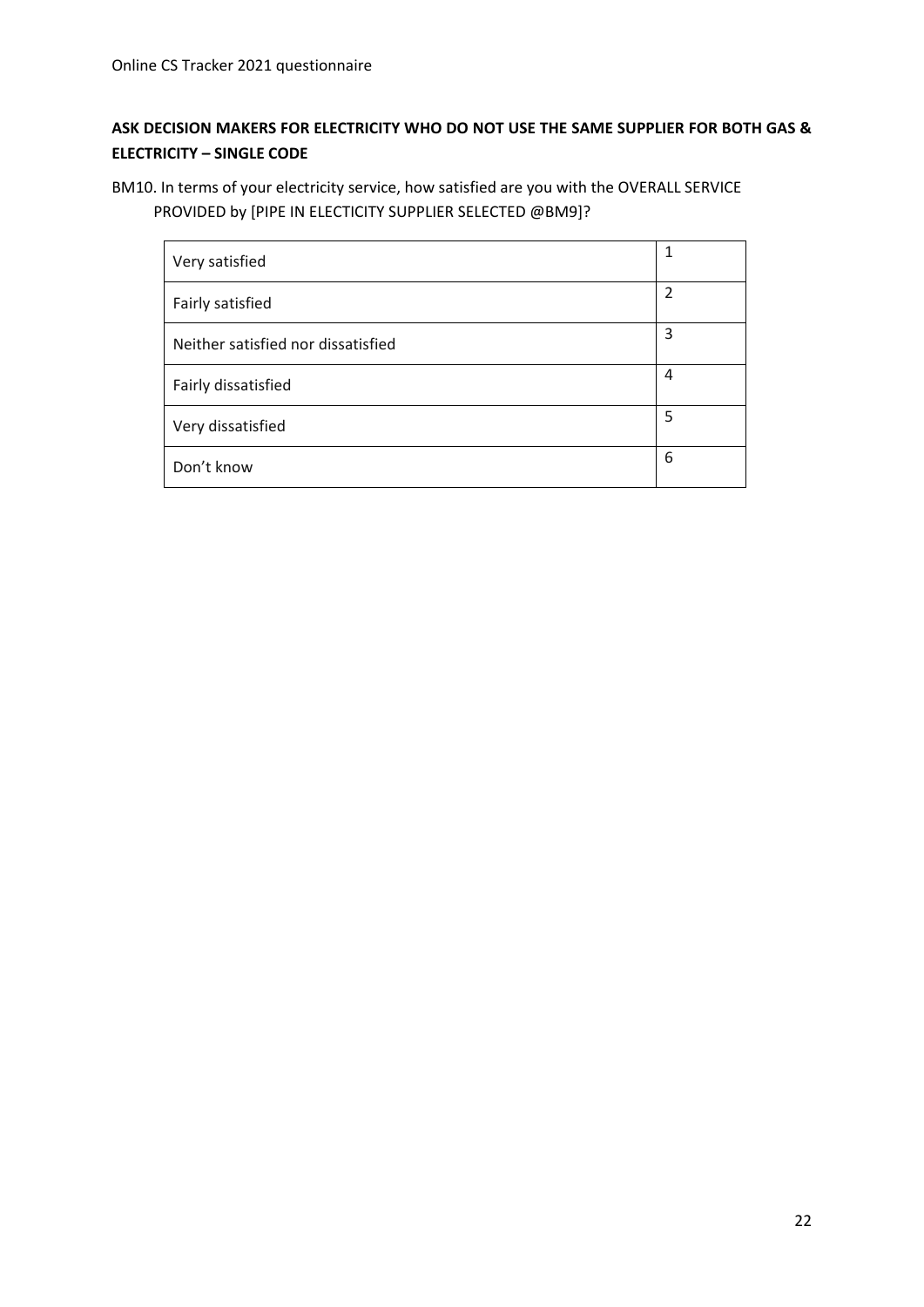**ASK DECISION MAKERS FOR ELECTRICITY WHO DO NOT USE THE SAME SUPPLIER FOR BOTH GAS & ELECTRICITY – SINGLE CODE**

BM10. In terms of your electricity service, how satisfied are you with the OVERALL SERVICE PROVIDED by [PIPE IN ELECTICITY SUPPLIER SELECTED @BM9]?

| | |
|---|---|
| Very satisfied | 1 |
| Fairly satisfied | 2 |
| Neither satisfied nor dissatisfied | 3 |
| Fairly dissatisfied | 4 |
| Very dissatisfied | 5 |
| Don't know | 6 |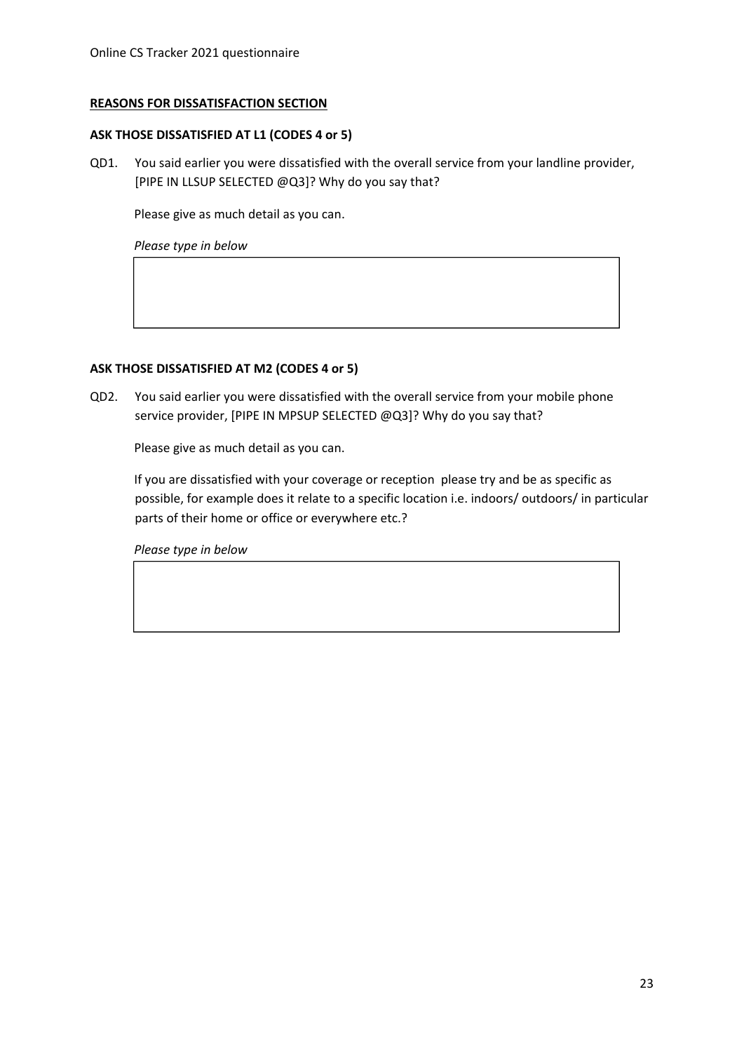**REASONS FOR DISSATISFACTION SECTION**

**ASK THOSE DISSATISFIED AT L1 (CODES 4 or 5)**

QD1. You said earlier you were dissatisfied with the overall service from your landline provider, [PIPE IN LLSUP SELECTED @Q3]? Why do you say that?

Please give as much detail as you can.

*Please type in below*

| |
|---|
| |

**ASK THOSE DISSATISFIED AT M2 (CODES 4 or 5)**

QD2. You said earlier you were dissatisfied with the overall service from your mobile phone service provider, [PIPE IN MPSUP SELECTED @Q3]? Why do you say that?

Please give as much detail as you can.

If you are dissatisfied with your coverage or reception please try and be as specific as possible, for example does it relate to a specific location i.e. indoors/ outdoors/ in particular parts of their home or office or everywhere etc.?

*Please type in below*

| |
|---|
| |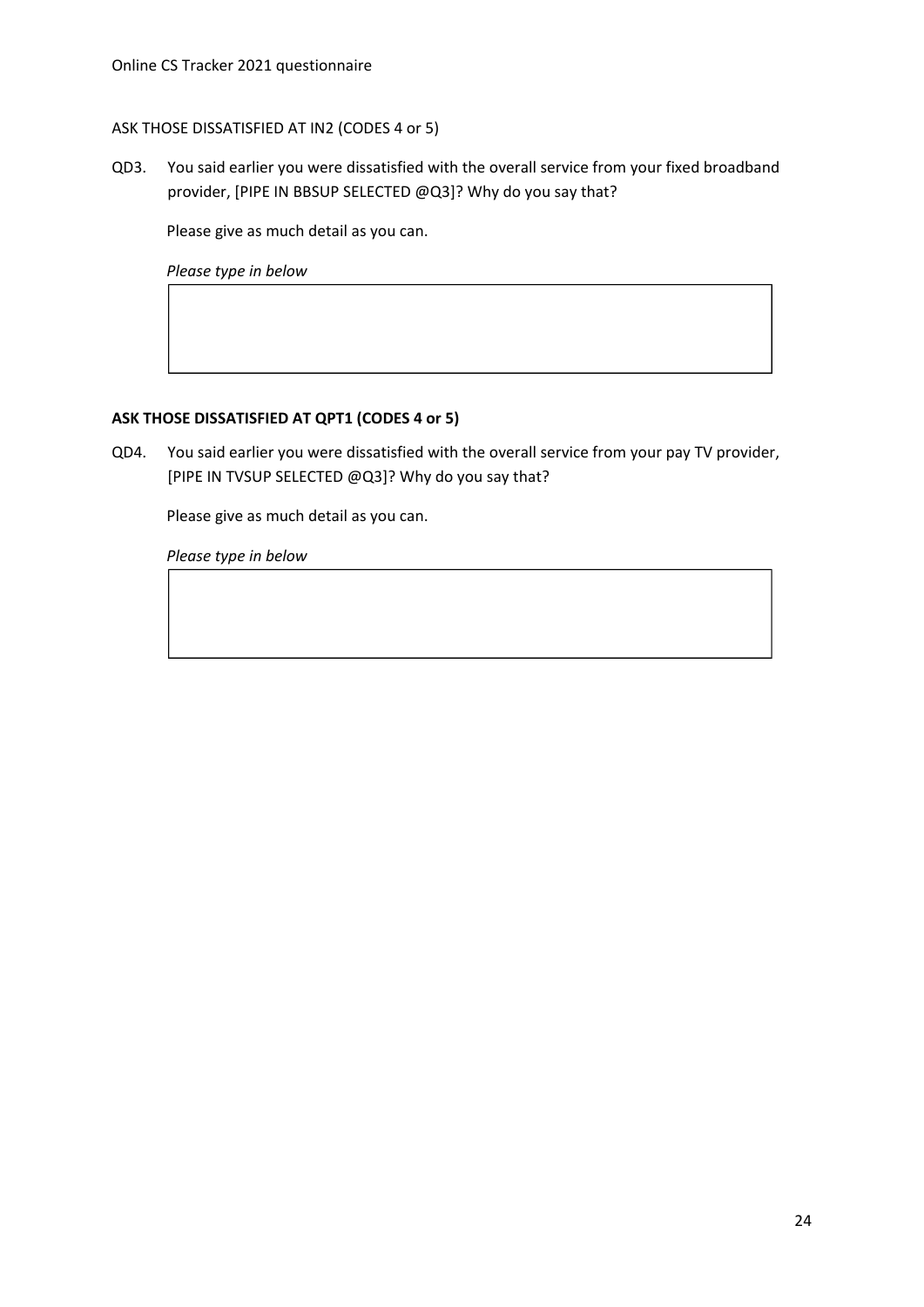ASK THOSE DISSATISFIED AT IN2 (CODES 4 or 5)

QD3. You said earlier you were dissatisfied with the overall service from your fixed broadband provider, [PIPE IN BBSUP SELECTED @Q3]? Why do you say that?

Please give as much detail as you can.

*Please type in below*

| |
|---|
| |

**ASK THOSE DISSATISFIED AT QPT1 (CODES 4 or 5)**

QD4. You said earlier you were dissatisfied with the overall service from your pay TV provider, [PIPE IN TVSUP SELECTED @Q3]? Why do you say that?

Please give as much detail as you can.

*Please type in below*

| |
|---|
| |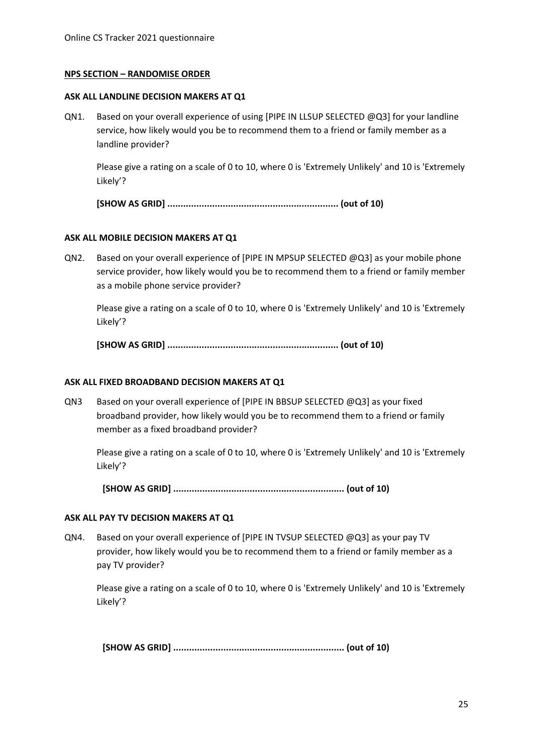**NPS SECTION – RANDOMISE ORDER**

**ASK ALL LANDLINE DECISION MAKERS AT Q1**

QN1. Based on your overall experience of using [PIPE IN LLSUP SELECTED @Q3] for your landline service, how likely would you be to recommend them to a friend or family member as a landline provider?

Please give a rating on a scale of 0 to 10, where 0 is 'Extremely Unlikely' and 10 is 'Extremely Likely'?

**[SHOW AS GRID] ................................................................ (out of 10)**

**ASK ALL MOBILE DECISION MAKERS AT Q1**

QN2. Based on your overall experience of [PIPE IN MPSUP SELECTED @Q3] as your mobile phone service provider, how likely would you be to recommend them to a friend or family member as a mobile phone service provider?

Please give a rating on a scale of 0 to 10, where 0 is 'Extremely Unlikely' and 10 is 'Extremely Likely'?

**[SHOW AS GRID] ................................................................ (out of 10)**

**ASK ALL FIXED BROADBAND DECISION MAKERS AT Q1**

QN3 Based on your overall experience of [PIPE IN BBSUP SELECTED @Q3] as your fixed broadband provider, how likely would you be to recommend them to a friend or family member as a fixed broadband provider?

Please give a rating on a scale of 0 to 10, where 0 is 'Extremely Unlikely' and 10 is 'Extremely Likely'?

**[SHOW AS GRID] ................................................................ (out of 10)**

**ASK ALL PAY TV DECISION MAKERS AT Q1**

QN4. Based on your overall experience of [PIPE IN TVSUP SELECTED @Q3] as your pay TV provider, how likely would you be to recommend them to a friend or family member as a pay TV provider?

Please give a rating on a scale of 0 to 10, where 0 is 'Extremely Unlikely' and 10 is 'Extremely Likely'?

**[SHOW AS GRID] ................................................................ (out of 10)**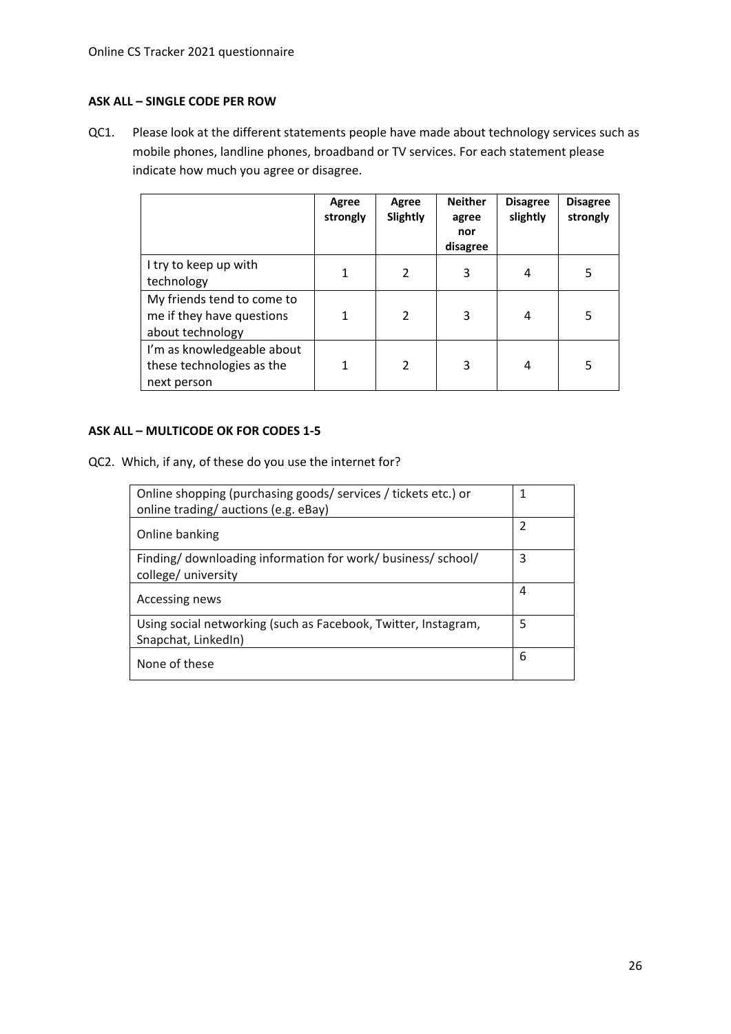**ASK ALL – SINGLE CODE PER ROW**

QC1. Please look at the different statements people have made about technology services such as mobile phones, landline phones, broadband or TV services. For each statement please indicate how much you agree or disagree.

| | Agree strongly | Agree Slightly | Neither agree nor disagree | Disagree slightly | Disagree strongly |
|---|---|---|---|---|---|
| I try to keep up with technology | 1 | 2 | 3 | 4 | 5 |
| My friends tend to come to me if they have questions about technology | 1 | 2 | 3 | 4 | 5 |
| I'm as knowledgeable about these technologies as the next person | 1 | 2 | 3 | 4 | 5 |

**ASK ALL – MULTICODE OK FOR CODES 1-5**

QC2. Which, if any, of these do you use the internet for?

| | |
|---|---|
| Online shopping (purchasing goods/ services / tickets etc.) or online trading/ auctions (e.g. eBay) | 1 |
| Online banking | 2 |
| Finding/ downloading information for work/ business/ school/ college/ university | 3 |
| Accessing news | 4 |
| Using social networking (such as Facebook, Twitter, Instagram, Snapchat, LinkedIn) | 5 |
| None of these | 6 |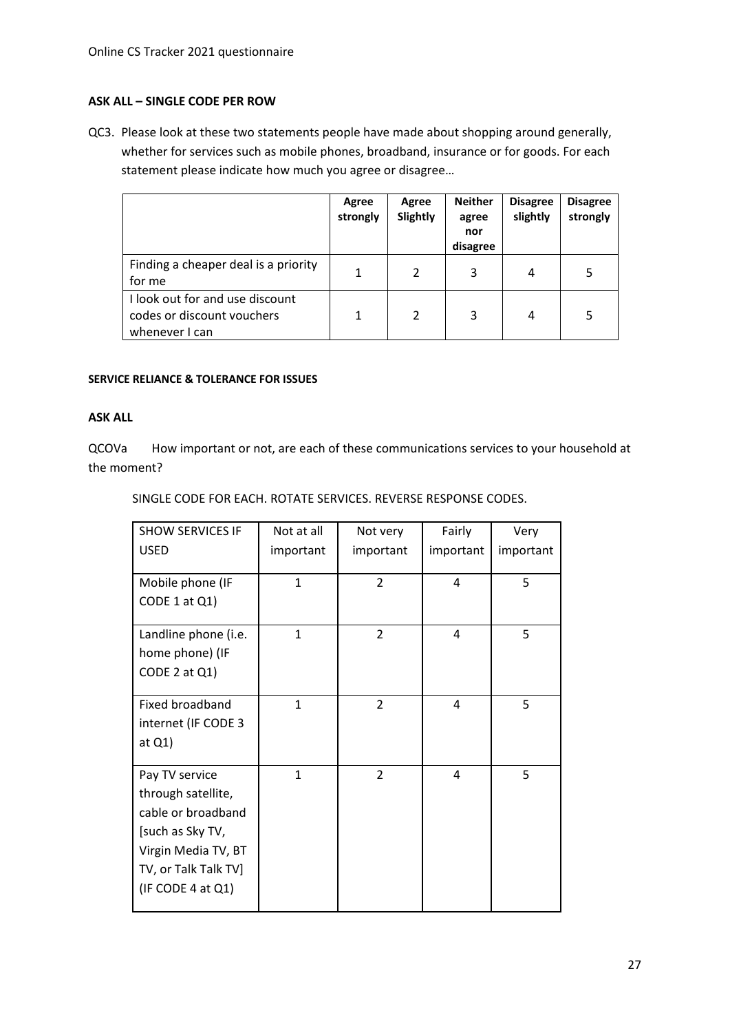**ASK ALL – SINGLE CODE PER ROW**

QC3. Please look at these two statements people have made about shopping around generally, whether for services such as mobile phones, broadband, insurance or for goods. For each statement please indicate how much you agree or disagree…

| | Agree strongly | Agree Slightly | Neither agree nor disagree | Disagree slightly | Disagree strongly |
|---|---|---|---|---|---|
| Finding a cheaper deal is a priority for me | 1 | 2 | 3 | 4 | 5 |
| I look out for and use discount codes or discount vouchers whenever I can | 1 | 2 | 3 | 4 | 5 |

**SERVICE RELIANCE & TOLERANCE FOR ISSUES**

**ASK ALL**

QCOVa How important or not, are each of these communications services to your household at the moment?

SINGLE CODE FOR EACH. ROTATE SERVICES. REVERSE RESPONSE CODES.

| SHOW SERVICES IF USED | Not at all important | Not very important | Fairly important | Very important |
|---|---|---|---|---|
| Mobile phone (IF CODE 1 at Q1) | 1 | 2 | 4 | 5 |
| Landline phone (i.e. home phone) (IF CODE 2 at Q1) | 1 | 2 | 4 | 5 |
| Fixed broadband internet (IF CODE 3 at Q1) | 1 | 2 | 4 | 5 |
| Pay TV service through satellite, cable or broadband [such as Sky TV, Virgin Media TV, BT TV, or Talk Talk TV] (IF CODE 4 at Q1) | 1 | 2 | 4 | 5 |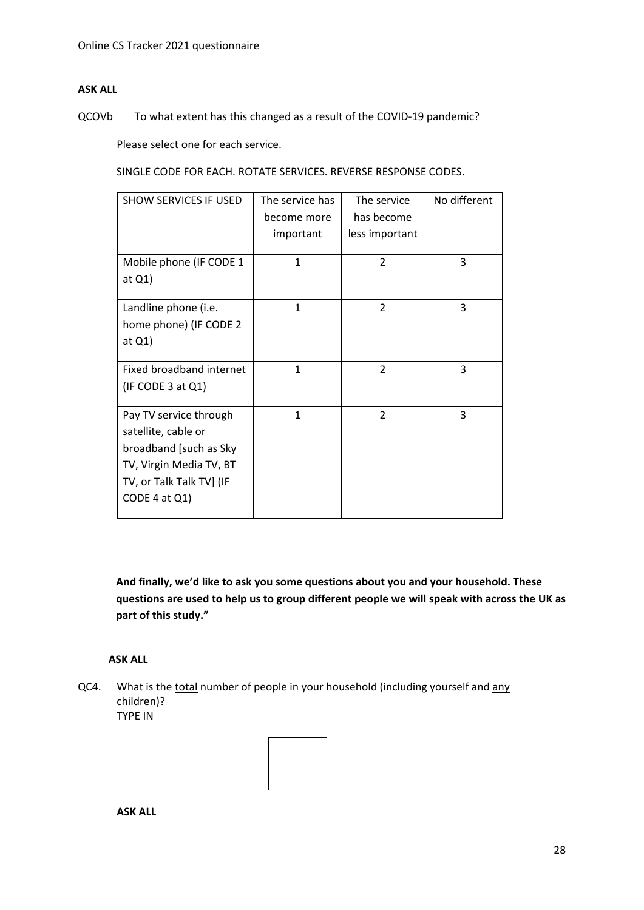**ASK ALL**

QCOVb To what extent has this changed as a result of the COVID-19 pandemic?

Please select one for each service.

SINGLE CODE FOR EACH. ROTATE SERVICES. REVERSE RESPONSE CODES.

| SHOW SERVICES IF USED | The service has become more important | The service has become less important | No different |
|---|---|---|---|
| Mobile phone (IF CODE 1 at Q1) | 1 | 2 | 3 |
| Landline phone (i.e. home phone) (IF CODE 2 at Q1) | 1 | 2 | 3 |
| Fixed broadband internet (IF CODE 3 at Q1) | 1 | 2 | 3 |
| Pay TV service through satellite, cable or broadband [such as Sky TV, Virgin Media TV, BT TV, or Talk Talk TV] (IF CODE 4 at Q1) | 1 | 2 | 3 |

**And finally, we'd like to ask you some questions about you and your household. These questions are used to help us to group different people we will speak with across the UK as part of this study."**

**ASK ALL**

QC4. What is the <u>total</u> number of people in your household (including yourself and <u>any</u> children)?
TYPE IN

**ASK ALL**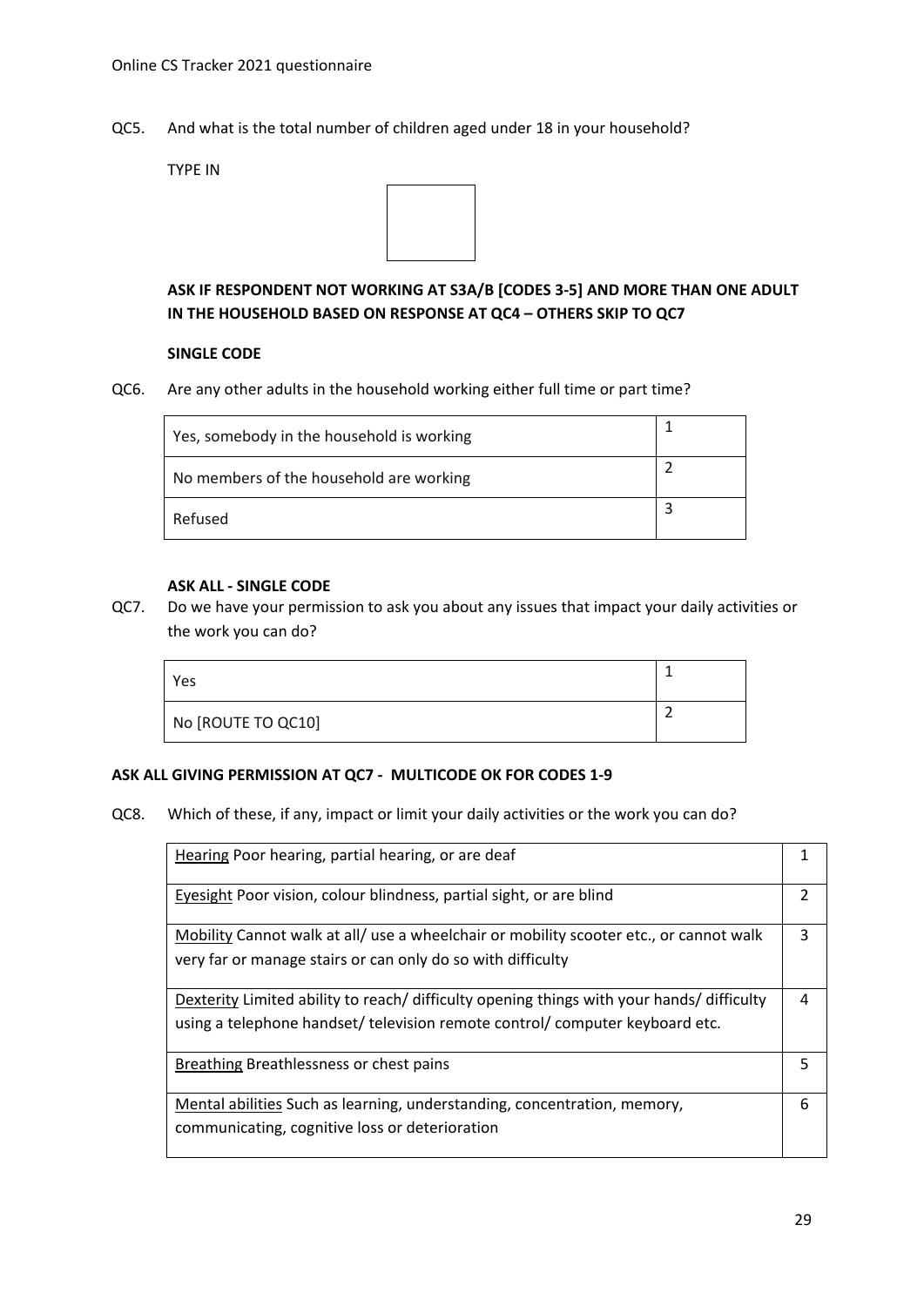QC5. And what is the total number of children aged under 18 in your household?

TYPE IN

| |
|---|
| |

**ASK IF RESPONDENT NOT WORKING AT S3A/B [CODES 3-5] AND MORE THAN ONE ADULT IN THE HOUSEHOLD BASED ON RESPONSE AT QC4 – OTHERS SKIP TO QC7**

**SINGLE CODE**

QC6. Are any other adults in the household working either full time or part time?

| | |
|---|---|
| Yes, somebody in the household is working | 1 |
| No members of the household are working | 2 |
| Refused | 3 |

**ASK ALL - SINGLE CODE**

QC7. Do we have your permission to ask you about any issues that impact your daily activities or the work you can do?

| | |
|---|---|
| Yes | 1 |
| No [ROUTE TO QC10] | 2 |

**ASK ALL GIVING PERMISSION AT QC7 - MULTICODE OK FOR CODES 1-9**

QC8. Which of these, if any, impact or limit your daily activities or the work you can do?

| | |
|---|---|
| Hearing Poor hearing, partial hearing, or are deaf | 1 |
| Eyesight Poor vision, colour blindness, partial sight, or are blind | 2 |
| Mobility Cannot walk at all/ use a wheelchair or mobility scooter etc., or cannot walk very far or manage stairs or can only do so with difficulty | 3 |
| Dexterity Limited ability to reach/ difficulty opening things with your hands/ difficulty using a telephone handset/ television remote control/ computer keyboard etc. | 4 |
| Breathing Breathlessness or chest pains | 5 |
| Mental abilities Such as learning, understanding, concentration, memory, communicating, cognitive loss or deterioration | 6 |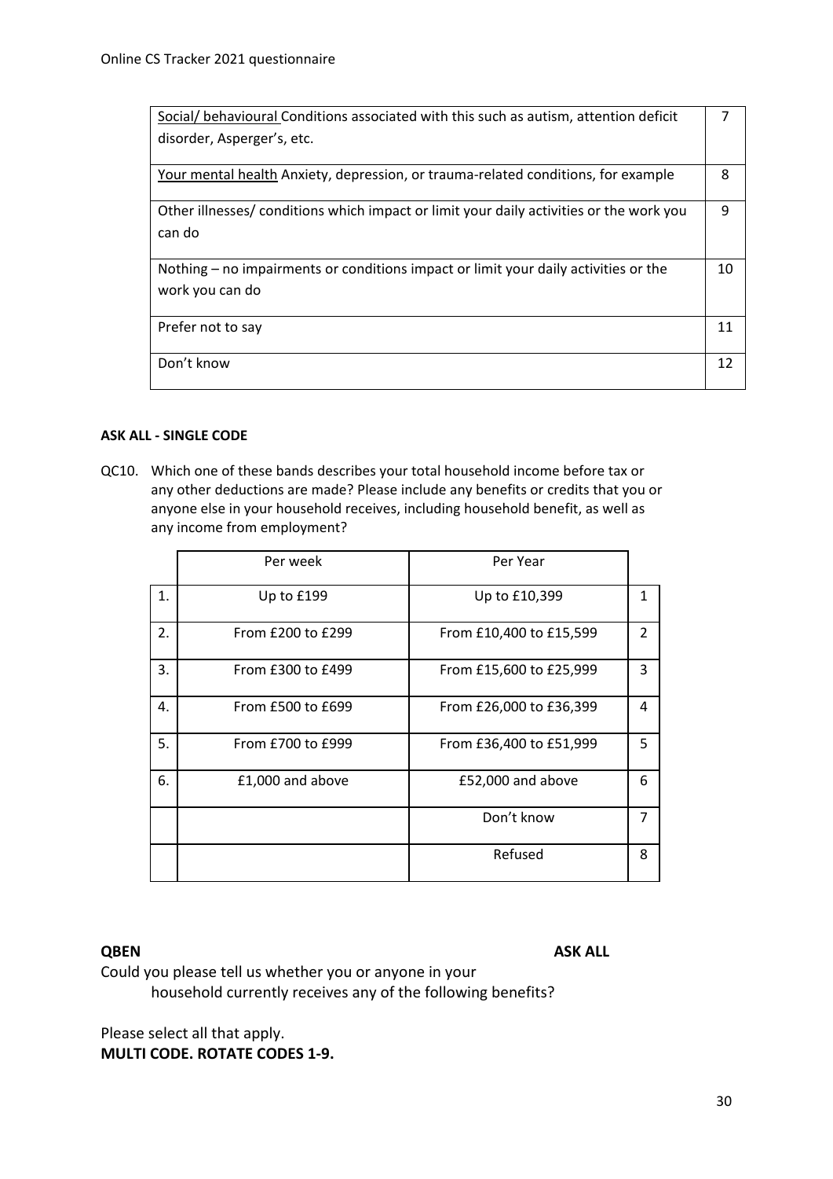| | |
|---|---|
| <u>Social/ behavioural</u> Conditions associated with this such as autism, attention deficit disorder, Asperger's, etc. | 7 |
| <u>Your mental health</u> Anxiety, depression, or trauma-related conditions, for example | 8 |
| Other illnesses/ conditions which impact or limit your daily activities or the work you can do | 9 |
| Nothing – no impairments or conditions impact or limit your daily activities or the work you can do | 10 |
| Prefer not to say | 11 |
| Don't know | 12 |

**ASK ALL - SINGLE CODE**

QC10. Which one of these bands describes your total household income before tax or any other deductions are made? Please include any benefits or credits that you or anyone else in your household receives, including household benefit, as well as any income from employment?

| | Per week | Per Year | |
|---|---|---|---|
| 1. | Up to £199 | Up to £10,399 | 1 |
| 2. | From £200 to £299 | From £10,400 to £15,599 | 2 |
| 3. | From £300 to £499 | From £15,600 to £25,999 | 3 |
| 4. | From £500 to £699 | From £26,000 to £36,399 | 4 |
| 5. | From £700 to £999 | From £36,400 to £51,999 | 5 |
| 6. | £1,000 and above | £52,000 and above | 6 |
| | | Don't know | 7 |
| | | Refused | 8 |

**QBEN** **ASK ALL**

Could you please tell us whether you or anyone in your household currently receives any of the following benefits?

Please select all that apply.

**MULTI CODE. ROTATE CODES 1-9.**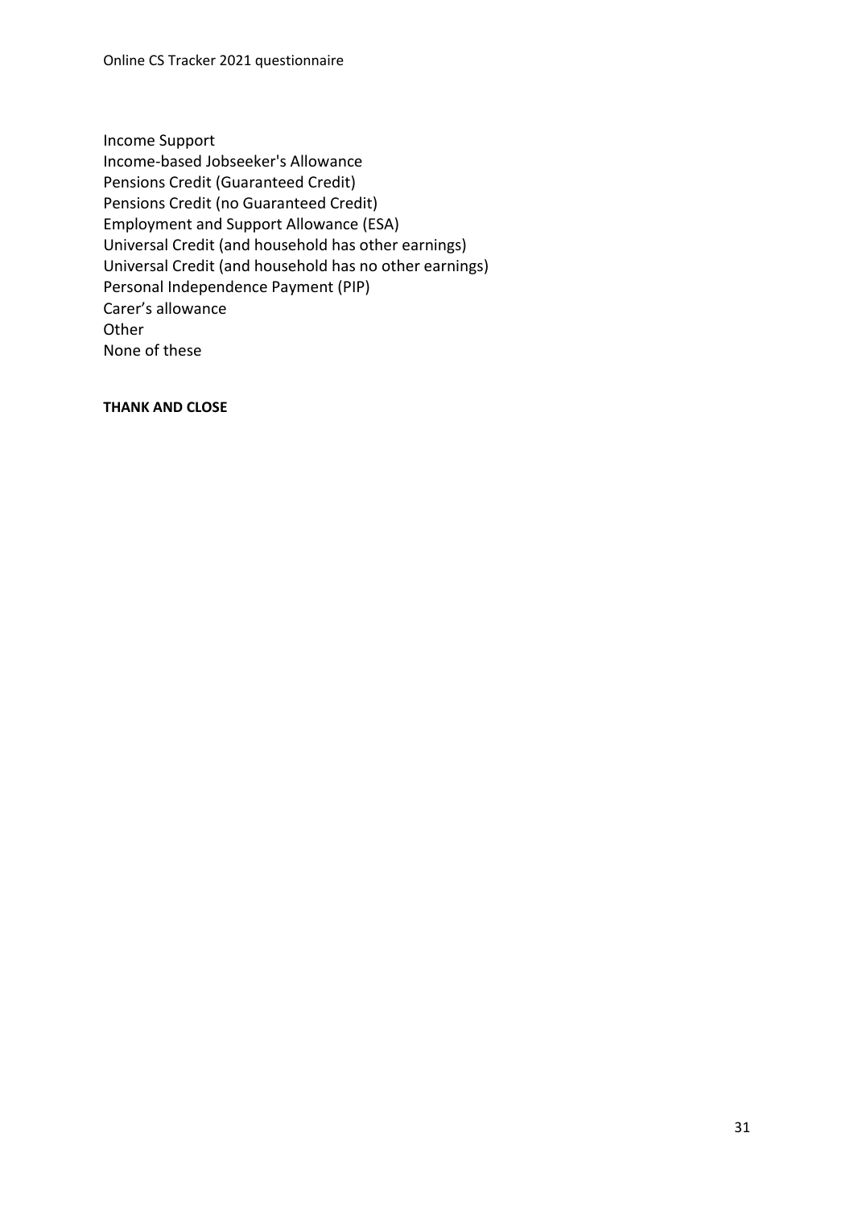Income Support
Income-based Jobseeker's Allowance
Pensions Credit (Guaranteed Credit)
Pensions Credit (no Guaranteed Credit)
Employment and Support Allowance (ESA)
Universal Credit (and household has other earnings)
Universal Credit (and household has no other earnings)
Personal Independence Payment (PIP)
Carer's allowance
Other
None of these

**THANK AND CLOSE**